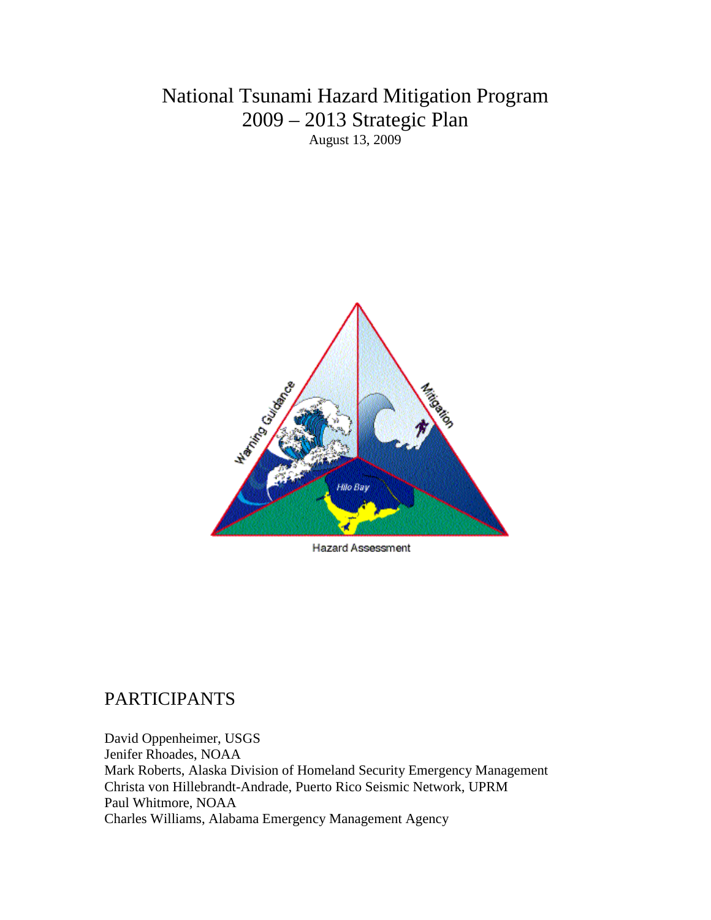# National Tsunami Hazard Mitigation Program
# 2009 – 2013 Strategic Plan

August 13, 2009

## PARTICIPANTS

David Oppenheimer, USGS
Jenifer Rhoades, NOAA
Mark Roberts, Alaska Division of Homeland Security Emergency Management
Christa von Hillebrandt-Andrade, Puerto Rico Seismic Network, UPRM
Paul Whitmore, NOAA
Charles Williams, Alabama Emergency Management Agency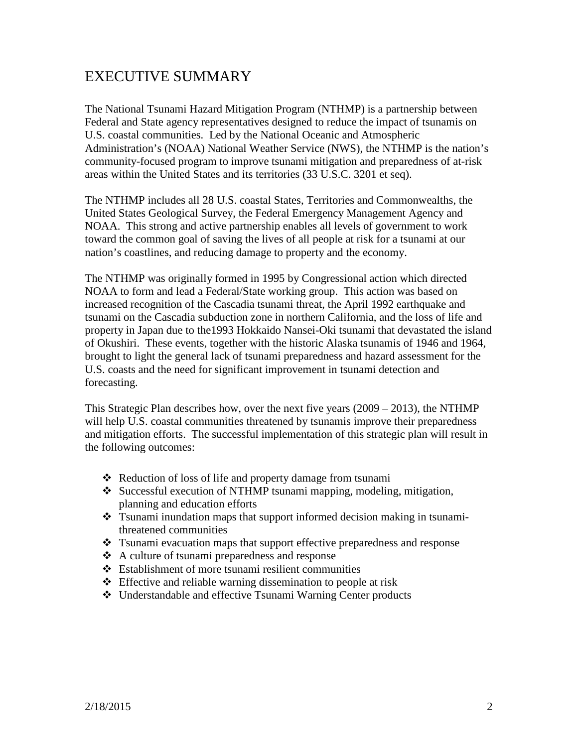# EXECUTIVE SUMMARY

The National Tsunami Hazard Mitigation Program (NTHMP) is a partnership between Federal and State agency representatives designed to reduce the impact of tsunamis on U.S. coastal communities. Led by the National Oceanic and Atmospheric Administration's (NOAA) National Weather Service (NWS), the NTHMP is the nation's community-focused program to improve tsunami mitigation and preparedness of at-risk areas within the United States and its territories (33 U.S.C. 3201 et seq).

The NTHMP includes all 28 U.S. coastal States, Territories and Commonwealths, the United States Geological Survey, the Federal Emergency Management Agency and NOAA. This strong and active partnership enables all levels of government to work toward the common goal of saving the lives of all people at risk for a tsunami at our nation's coastlines, and reducing damage to property and the economy.

The NTHMP was originally formed in 1995 by Congressional action which directed NOAA to form and lead a Federal/State working group. This action was based on increased recognition of the Cascadia tsunami threat, the April 1992 earthquake and tsunami on the Cascadia subduction zone in northern California, and the loss of life and property in Japan due to the1993 Hokkaido Nansei-Oki tsunami that devastated the island of Okushiri. These events, together with the historic Alaska tsunamis of 1946 and 1964, brought to light the general lack of tsunami preparedness and hazard assessment for the U.S. coasts and the need for significant improvement in tsunami detection and forecasting.

This Strategic Plan describes how, over the next five years (2009 – 2013), the NTHMP will help U.S. coastal communities threatened by tsunamis improve their preparedness and mitigation efforts. The successful implementation of this strategic plan will result in the following outcomes:

- Reduction of loss of life and property damage from tsunami
- Successful execution of NTHMP tsunami mapping, modeling, mitigation, planning and education efforts
- Tsunami inundation maps that support informed decision making in tsunami-threatened communities
- Tsunami evacuation maps that support effective preparedness and response
- A culture of tsunami preparedness and response
- Establishment of more tsunami resilient communities
- Effective and reliable warning dissemination to people at risk
- Understandable and effective Tsunami Warning Center products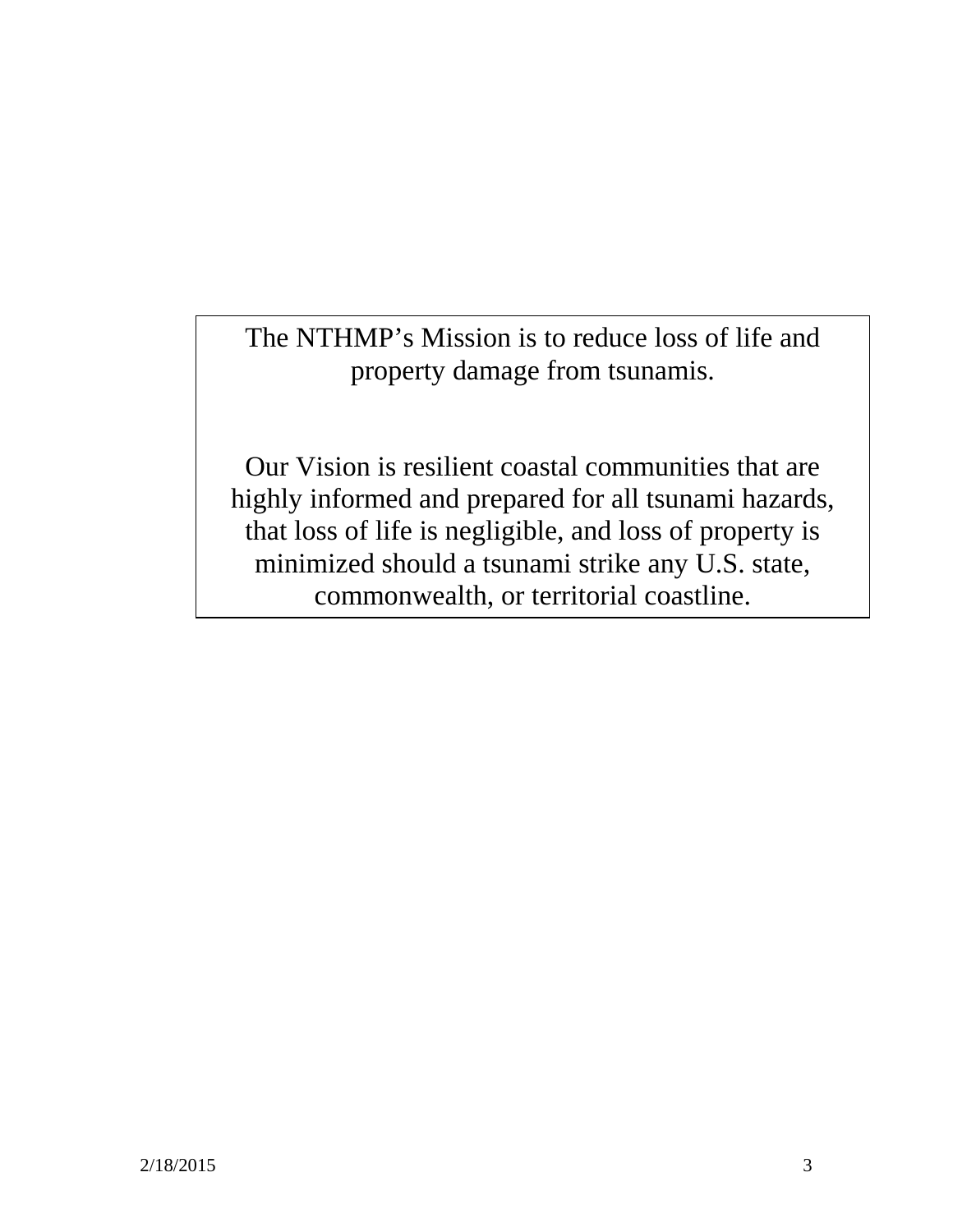The NTHMP's Mission is to reduce loss of life and property damage from tsunamis.

Our Vision is resilient coastal communities that are highly informed and prepared for all tsunami hazards, that loss of life is negligible, and loss of property is minimized should a tsunami strike any U.S. state, commonwealth, or territorial coastline.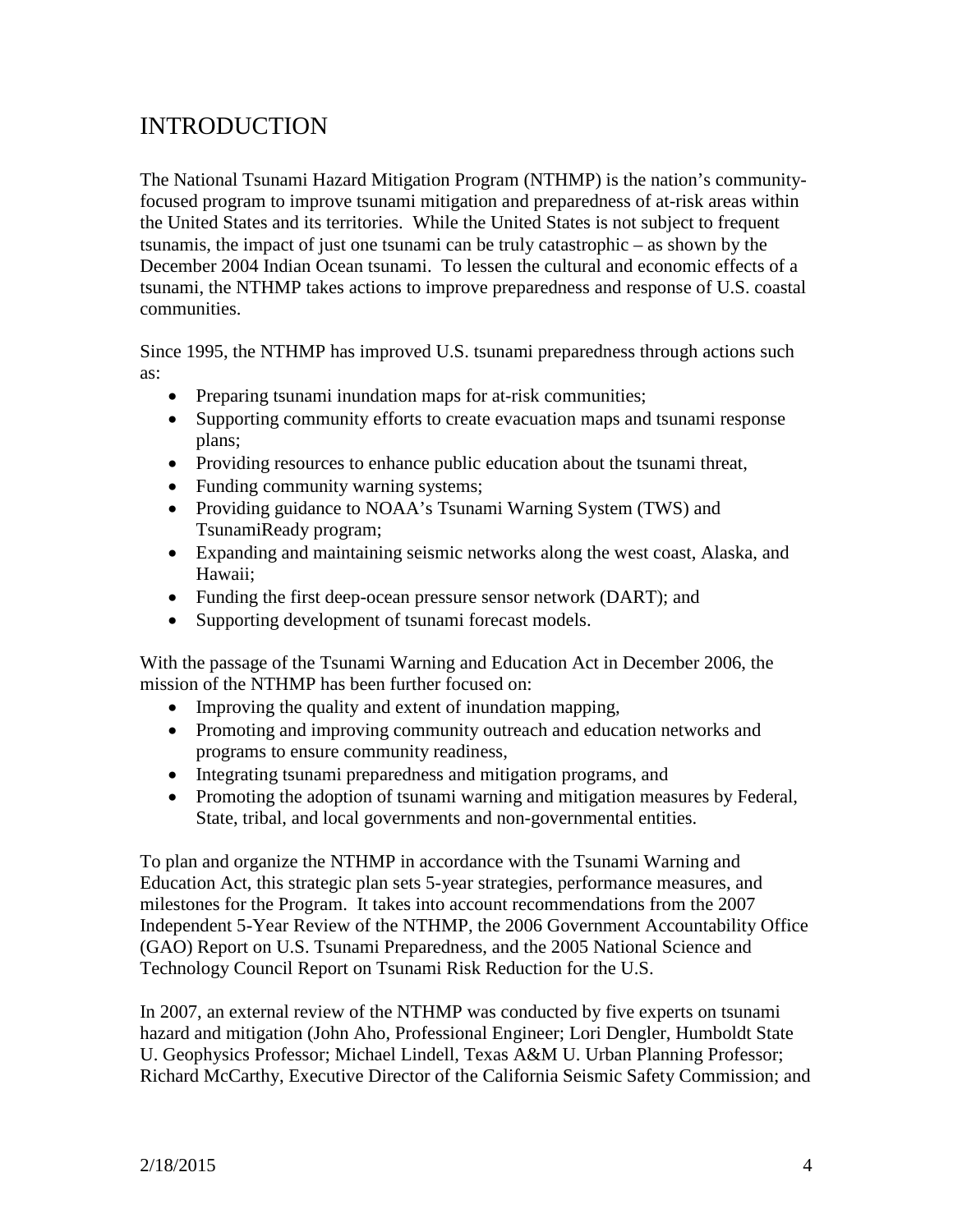# INTRODUCTION

The National Tsunami Hazard Mitigation Program (NTHMP) is the nation's community-focused program to improve tsunami mitigation and preparedness of at-risk areas within the United States and its territories. While the United States is not subject to frequent tsunamis, the impact of just one tsunami can be truly catastrophic – as shown by the December 2004 Indian Ocean tsunami. To lessen the cultural and economic effects of a tsunami, the NTHMP takes actions to improve preparedness and response of U.S. coastal communities.

Since 1995, the NTHMP has improved U.S. tsunami preparedness through actions such as:

- Preparing tsunami inundation maps for at-risk communities;
- Supporting community efforts to create evacuation maps and tsunami response plans;
- Providing resources to enhance public education about the tsunami threat,
- Funding community warning systems;
- Providing guidance to NOAA's Tsunami Warning System (TWS) and TsunamiReady program;
- Expanding and maintaining seismic networks along the west coast, Alaska, and Hawaii;
- Funding the first deep-ocean pressure sensor network (DART); and
- Supporting development of tsunami forecast models.

With the passage of the Tsunami Warning and Education Act in December 2006, the mission of the NTHMP has been further focused on:

- Improving the quality and extent of inundation mapping,
- Promoting and improving community outreach and education networks and programs to ensure community readiness,
- Integrating tsunami preparedness and mitigation programs, and
- Promoting the adoption of tsunami warning and mitigation measures by Federal, State, tribal, and local governments and non-governmental entities.

To plan and organize the NTHMP in accordance with the Tsunami Warning and Education Act, this strategic plan sets 5-year strategies, performance measures, and milestones for the Program. It takes into account recommendations from the 2007 Independent 5-Year Review of the NTHMP, the 2006 Government Accountability Office (GAO) Report on U.S. Tsunami Preparedness, and the 2005 National Science and Technology Council Report on Tsunami Risk Reduction for the U.S.

In 2007, an external review of the NTHMP was conducted by five experts on tsunami hazard and mitigation (John Aho, Professional Engineer; Lori Dengler, Humboldt State U. Geophysics Professor; Michael Lindell, Texas A&M U. Urban Planning Professor; Richard McCarthy, Executive Director of the California Seismic Safety Commission; and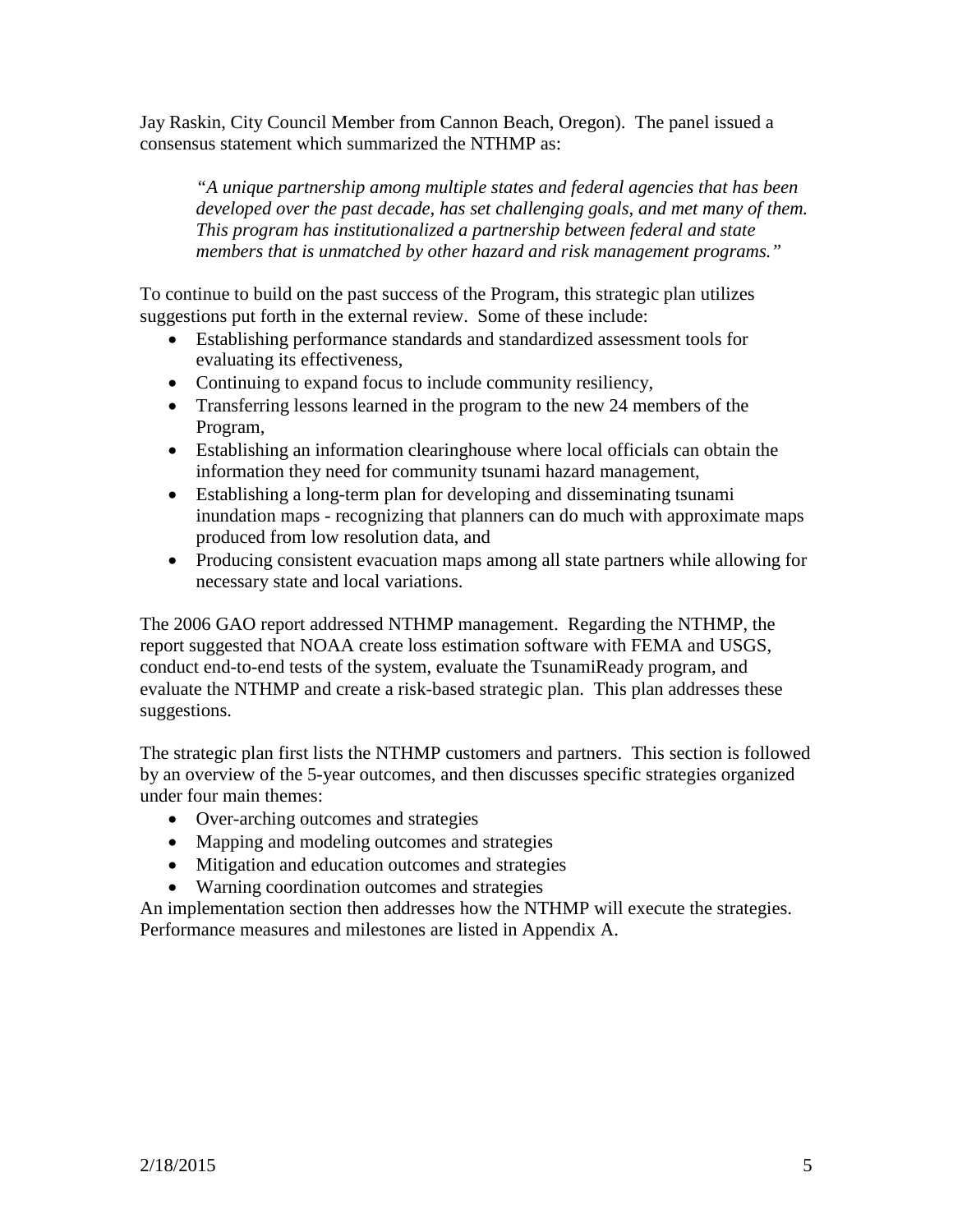Jay Raskin, City Council Member from Cannon Beach, Oregon). The panel issued a consensus statement which summarized the NTHMP as:

> *"A unique partnership among multiple states and federal agencies that has been developed over the past decade, has set challenging goals, and met many of them. This program has institutionalized a partnership between federal and state members that is unmatched by other hazard and risk management programs."*

To continue to build on the past success of the Program, this strategic plan utilizes suggestions put forth in the external review. Some of these include:

- Establishing performance standards and standardized assessment tools for evaluating its effectiveness,
- Continuing to expand focus to include community resiliency,
- Transferring lessons learned in the program to the new 24 members of the Program,
- Establishing an information clearinghouse where local officials can obtain the information they need for community tsunami hazard management,
- Establishing a long-term plan for developing and disseminating tsunami inundation maps - recognizing that planners can do much with approximate maps produced from low resolution data, and
- Producing consistent evacuation maps among all state partners while allowing for necessary state and local variations.

The 2006 GAO report addressed NTHMP management. Regarding the NTHMP, the report suggested that NOAA create loss estimation software with FEMA and USGS, conduct end-to-end tests of the system, evaluate the TsunamiReady program, and evaluate the NTHMP and create a risk-based strategic plan. This plan addresses these suggestions.

The strategic plan first lists the NTHMP customers and partners. This section is followed by an overview of the 5-year outcomes, and then discusses specific strategies organized under four main themes:

- Over-arching outcomes and strategies
- Mapping and modeling outcomes and strategies
- Mitigation and education outcomes and strategies
- Warning coordination outcomes and strategies

An implementation section then addresses how the NTHMP will execute the strategies. Performance measures and milestones are listed in Appendix A.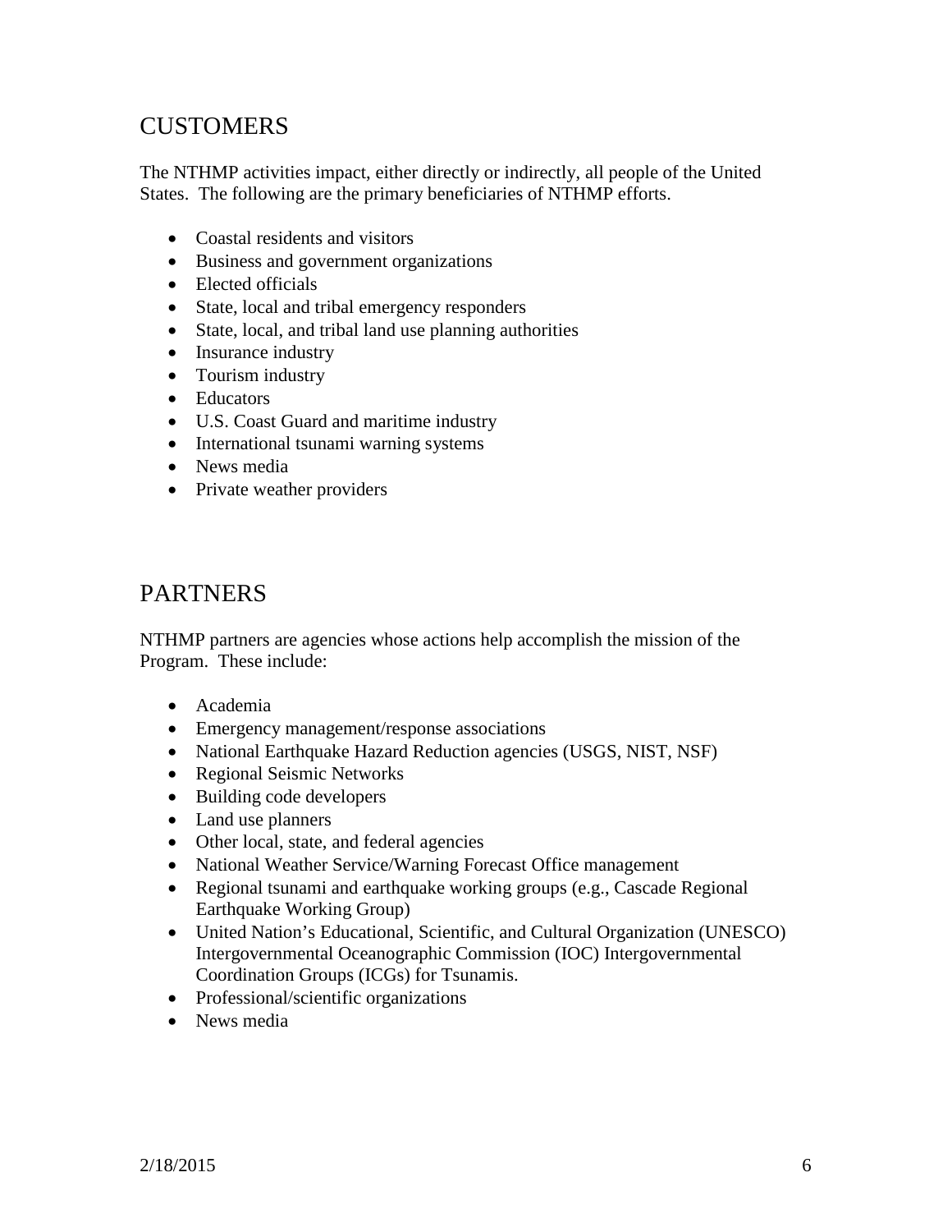## CUSTOMERS

The NTHMP activities impact, either directly or indirectly, all people of the United States. The following are the primary beneficiaries of NTHMP efforts.

- Coastal residents and visitors
- Business and government organizations
- Elected officials
- State, local and tribal emergency responders
- State, local, and tribal land use planning authorities
- Insurance industry
- Tourism industry
- Educators
- U.S. Coast Guard and maritime industry
- International tsunami warning systems
- News media
- Private weather providers

## PARTNERS

NTHMP partners are agencies whose actions help accomplish the mission of the Program. These include:

- Academia
- Emergency management/response associations
- National Earthquake Hazard Reduction agencies (USGS, NIST, NSF)
- Regional Seismic Networks
- Building code developers
- Land use planners
- Other local, state, and federal agencies
- National Weather Service/Warning Forecast Office management
- Regional tsunami and earthquake working groups (e.g., Cascade Regional Earthquake Working Group)
- United Nation's Educational, Scientific, and Cultural Organization (UNESCO) Intergovernmental Oceanographic Commission (IOC) Intergovernmental Coordination Groups (ICGs) for Tsunamis.
- Professional/scientific organizations
- News media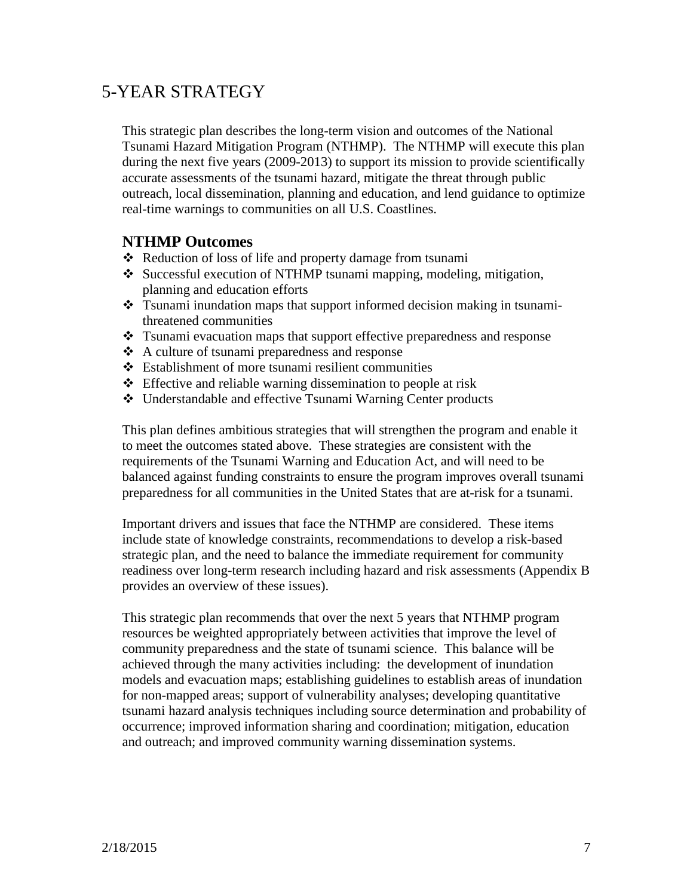# 5-YEAR STRATEGY

This strategic plan describes the long-term vision and outcomes of the National Tsunami Hazard Mitigation Program (NTHMP). The NTHMP will execute this plan during the next five years (2009-2013) to support its mission to provide scientifically accurate assessments of the tsunami hazard, mitigate the threat through public outreach, local dissemination, planning and education, and lend guidance to optimize real-time warnings to communities on all U.S. Coastlines.

## NTHMP Outcomes

- Reduction of loss of life and property damage from tsunami
- Successful execution of NTHMP tsunami mapping, modeling, mitigation, planning and education efforts
- Tsunami inundation maps that support informed decision making in tsunami-threatened communities
- Tsunami evacuation maps that support effective preparedness and response
- A culture of tsunami preparedness and response
- Establishment of more tsunami resilient communities
- Effective and reliable warning dissemination to people at risk
- Understandable and effective Tsunami Warning Center products

This plan defines ambitious strategies that will strengthen the program and enable it to meet the outcomes stated above. These strategies are consistent with the requirements of the Tsunami Warning and Education Act, and will need to be balanced against funding constraints to ensure the program improves overall tsunami preparedness for all communities in the United States that are at-risk for a tsunami.

Important drivers and issues that face the NTHMP are considered. These items include state of knowledge constraints, recommendations to develop a risk-based strategic plan, and the need to balance the immediate requirement for community readiness over long-term research including hazard and risk assessments (Appendix B provides an overview of these issues).

This strategic plan recommends that over the next 5 years that NTHMP program resources be weighted appropriately between activities that improve the level of community preparedness and the state of tsunami science. This balance will be achieved through the many activities including: the development of inundation models and evacuation maps; establishing guidelines to establish areas of inundation for non-mapped areas; support of vulnerability analyses; developing quantitative tsunami hazard analysis techniques including source determination and probability of occurrence; improved information sharing and coordination; mitigation, education and outreach; and improved community warning dissemination systems.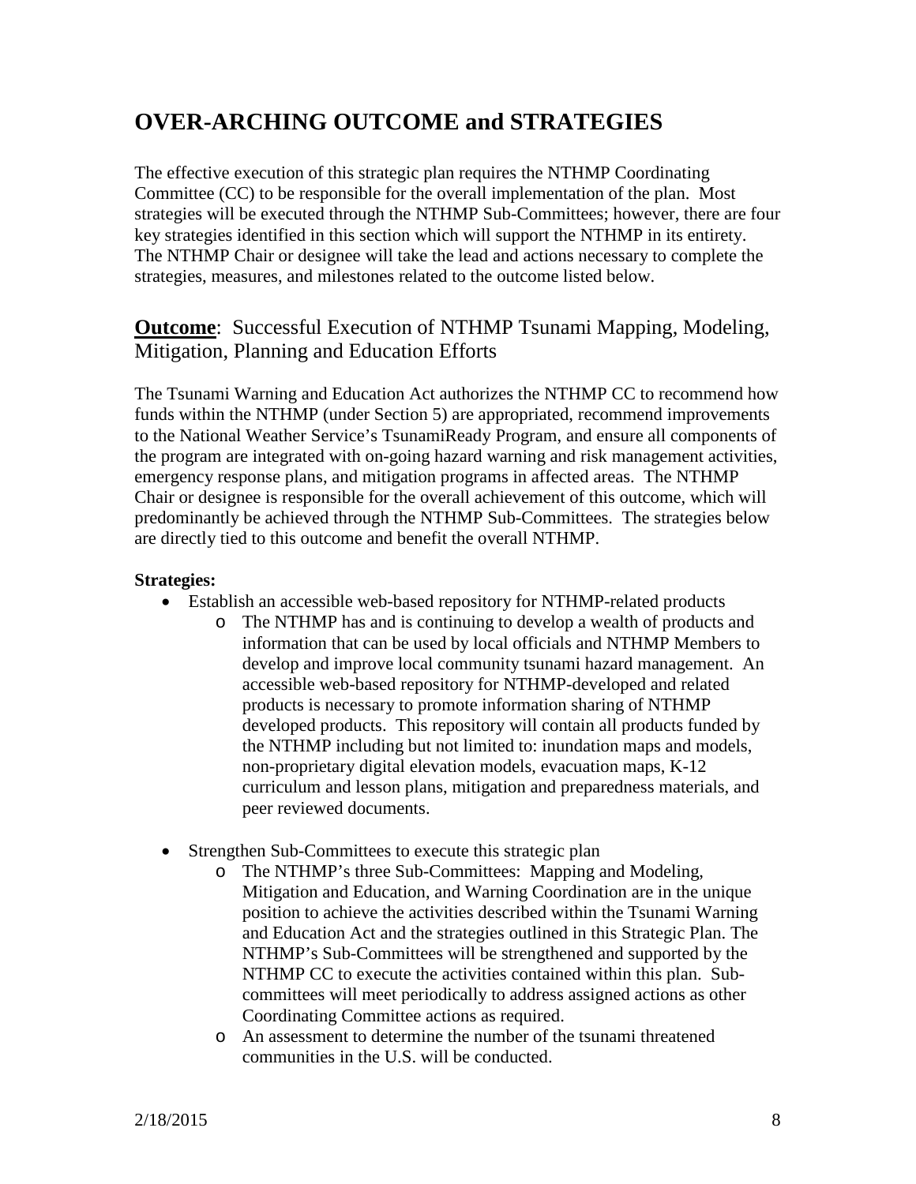# OVER-ARCHING OUTCOME and STRATEGIES

The effective execution of this strategic plan requires the NTHMP Coordinating Committee (CC) to be responsible for the overall implementation of the plan. Most strategies will be executed through the NTHMP Sub-Committees; however, there are four key strategies identified in this section which will support the NTHMP in its entirety. The NTHMP Chair or designee will take the lead and actions necessary to complete the strategies, measures, and milestones related to the outcome listed below.

## **Outcome**: Successful Execution of NTHMP Tsunami Mapping, Modeling, Mitigation, Planning and Education Efforts

The Tsunami Warning and Education Act authorizes the NTHMP CC to recommend how funds within the NTHMP (under Section 5) are appropriated, recommend improvements to the National Weather Service's TsunamiReady Program, and ensure all components of the program are integrated with on-going hazard warning and risk management activities, emergency response plans, and mitigation programs in affected areas. The NTHMP Chair or designee is responsible for the overall achievement of this outcome, which will predominantly be achieved through the NTHMP Sub-Committees. The strategies below are directly tied to this outcome and benefit the overall NTHMP.

**Strategies:**

- Establish an accessible web-based repository for NTHMP-related products
  - The NTHMP has and is continuing to develop a wealth of products and information that can be used by local officials and NTHMP Members to develop and improve local community tsunami hazard management. An accessible web-based repository for NTHMP-developed and related products is necessary to promote information sharing of NTHMP developed products. This repository will contain all products funded by the NTHMP including but not limited to: inundation maps and models, non-proprietary digital elevation models, evacuation maps, K-12 curriculum and lesson plans, mitigation and preparedness materials, and peer reviewed documents.

- Strengthen Sub-Committees to execute this strategic plan
  - The NTHMP's three Sub-Committees: Mapping and Modeling, Mitigation and Education, and Warning Coordination are in the unique position to achieve the activities described within the Tsunami Warning and Education Act and the strategies outlined in this Strategic Plan. The NTHMP's Sub-Committees will be strengthened and supported by the NTHMP CC to execute the activities contained within this plan. Sub-committees will meet periodically to address assigned actions as other Coordinating Committee actions as required.
  - An assessment to determine the number of the tsunami threatened communities in the U.S. will be conducted.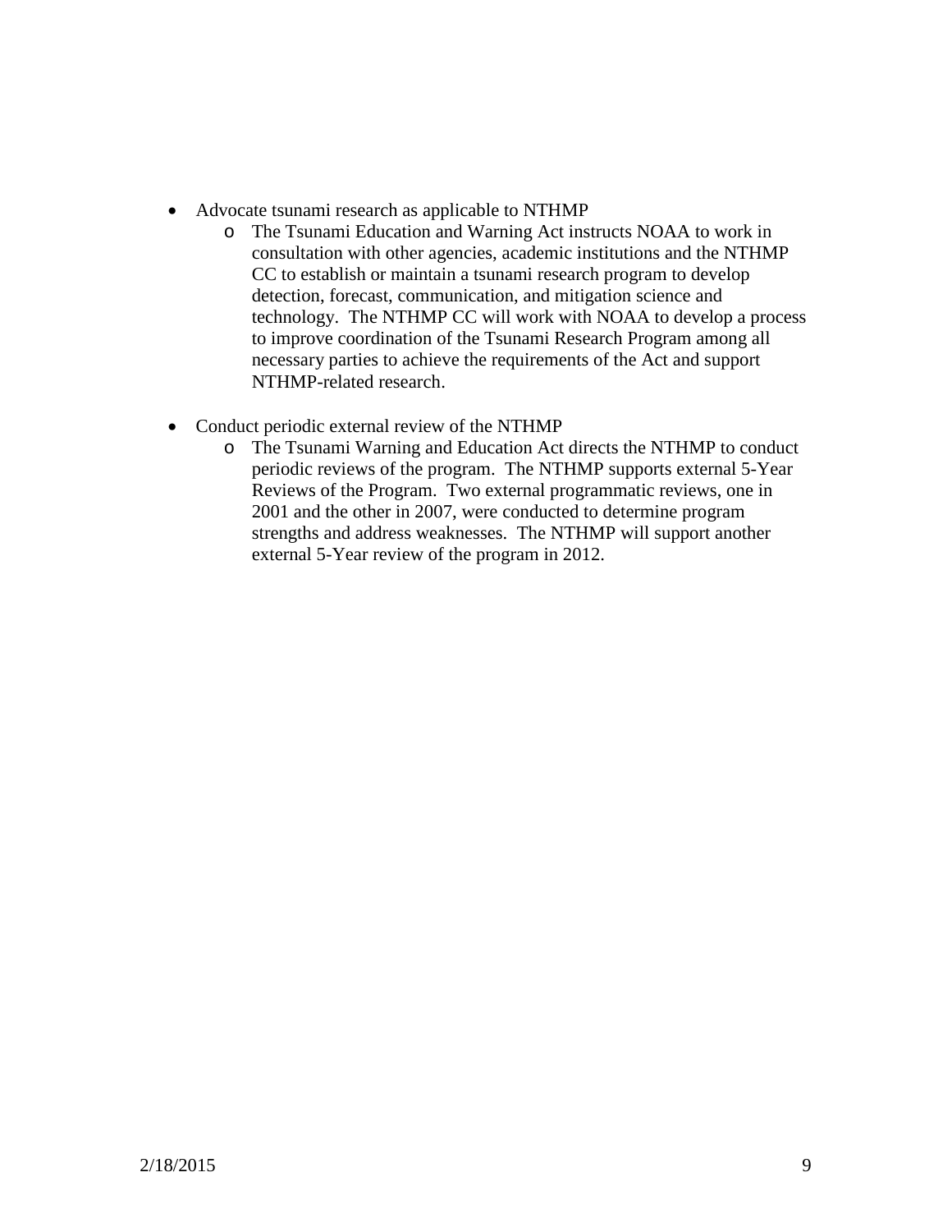- Advocate tsunami research as applicable to NTHMP
  - The Tsunami Education and Warning Act instructs NOAA to work in consultation with other agencies, academic institutions and the NTHMP CC to establish or maintain a tsunami research program to develop detection, forecast, communication, and mitigation science and technology. The NTHMP CC will work with NOAA to develop a process to improve coordination of the Tsunami Research Program among all necessary parties to achieve the requirements of the Act and support NTHMP-related research.

- Conduct periodic external review of the NTHMP
  - The Tsunami Warning and Education Act directs the NTHMP to conduct periodic reviews of the program. The NTHMP supports external 5-Year Reviews of the Program. Two external programmatic reviews, one in 2001 and the other in 2007, were conducted to determine program strengths and address weaknesses. The NTHMP will support another external 5-Year review of the program in 2012.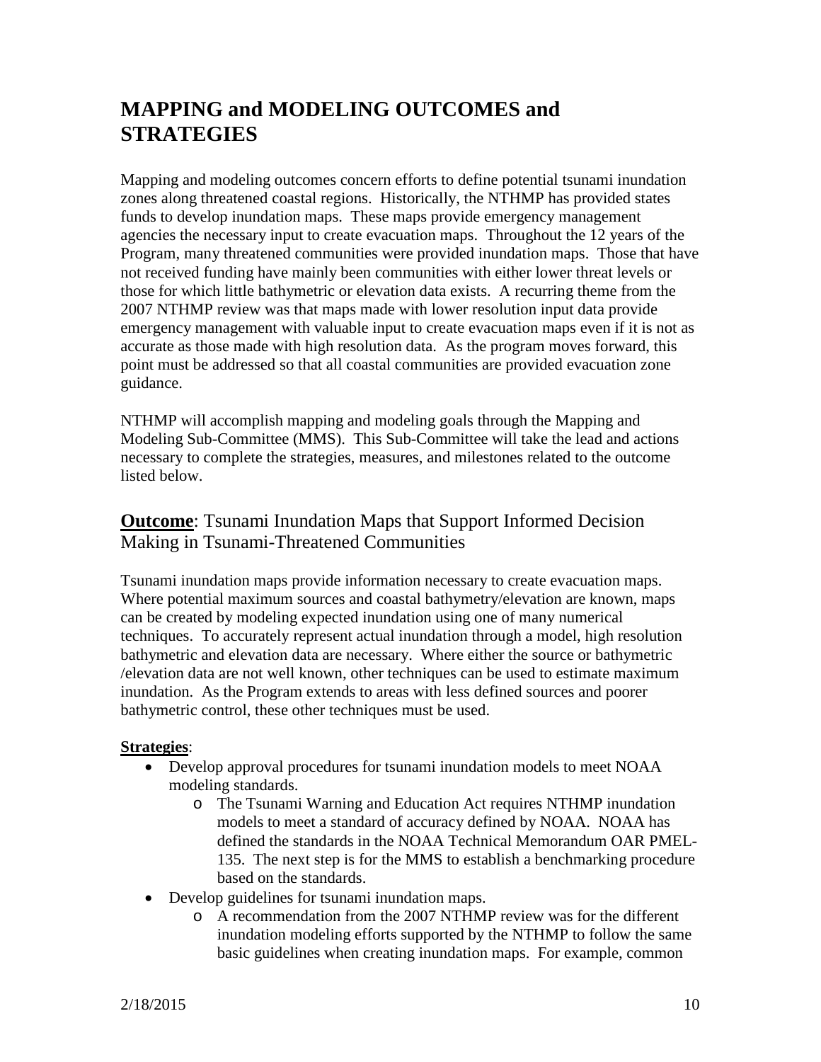# MAPPING and MODELING OUTCOMES and STRATEGIES

Mapping and modeling outcomes concern efforts to define potential tsunami inundation zones along threatened coastal regions. Historically, the NTHMP has provided states funds to develop inundation maps. These maps provide emergency management agencies the necessary input to create evacuation maps. Throughout the 12 years of the Program, many threatened communities were provided inundation maps. Those that have not received funding have mainly been communities with either lower threat levels or those for which little bathymetric or elevation data exists. A recurring theme from the 2007 NTHMP review was that maps made with lower resolution input data provide emergency management with valuable input to create evacuation maps even if it is not as accurate as those made with high resolution data. As the program moves forward, this point must be addressed so that all coastal communities are provided evacuation zone guidance.

NTHMP will accomplish mapping and modeling goals through the Mapping and Modeling Sub-Committee (MMS). This Sub-Committee will take the lead and actions necessary to complete the strategies, measures, and milestones related to the outcome listed below.

## **Outcome**: Tsunami Inundation Maps that Support Informed Decision Making in Tsunami-Threatened Communities

Tsunami inundation maps provide information necessary to create evacuation maps. Where potential maximum sources and coastal bathymetry/elevation are known, maps can be created by modeling expected inundation using one of many numerical techniques. To accurately represent actual inundation through a model, high resolution bathymetric and elevation data are necessary. Where either the source or bathymetric /elevation data are not well known, other techniques can be used to estimate maximum inundation. As the Program extends to areas with less defined sources and poorer bathymetric control, these other techniques must be used.

**Strategies**:

- Develop approval procedures for tsunami inundation models to meet NOAA modeling standards.
  - The Tsunami Warning and Education Act requires NTHMP inundation models to meet a standard of accuracy defined by NOAA. NOAA has defined the standards in the NOAA Technical Memorandum OAR PMEL-135. The next step is for the MMS to establish a benchmarking procedure based on the standards.
- Develop guidelines for tsunami inundation maps.
  - A recommendation from the 2007 NTHMP review was for the different inundation modeling efforts supported by the NTHMP to follow the same basic guidelines when creating inundation maps. For example, common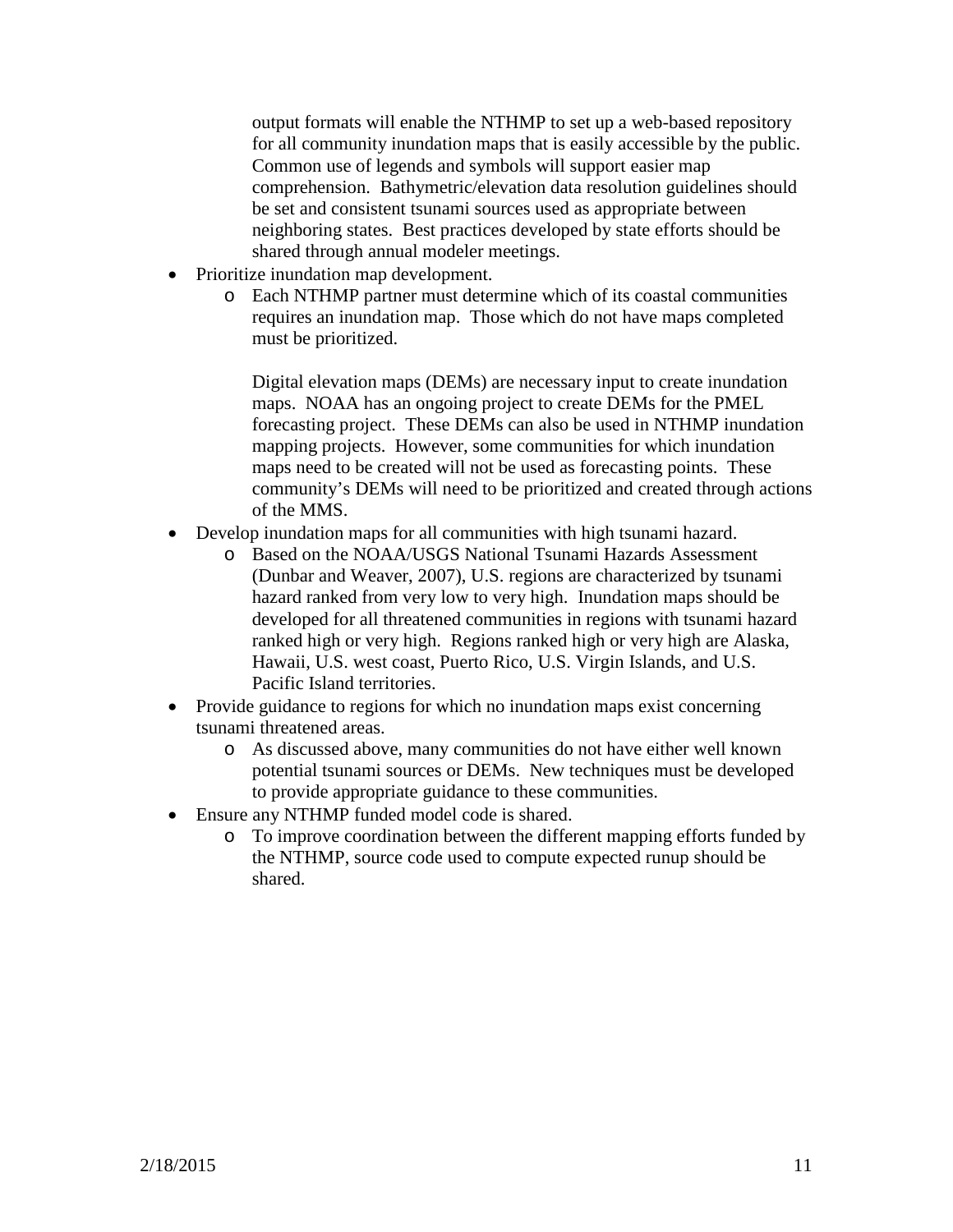output formats will enable the NTHMP to set up a web-based repository for all community inundation maps that is easily accessible by the public. Common use of legends and symbols will support easier map comprehension. Bathymetric/elevation data resolution guidelines should be set and consistent tsunami sources used as appropriate between neighboring states. Best practices developed by state efforts should be shared through annual modeler meetings.

- Prioritize inundation map development.
  - Each NTHMP partner must determine which of its coastal communities requires an inundation map. Those which do not have maps completed must be prioritized.

    Digital elevation maps (DEMs) are necessary input to create inundation maps. NOAA has an ongoing project to create DEMs for the PMEL forecasting project. These DEMs can also be used in NTHMP inundation mapping projects. However, some communities for which inundation maps need to be created will not be used as forecasting points. These community's DEMs will need to be prioritized and created through actions of the MMS.
- Develop inundation maps for all communities with high tsunami hazard.
  - Based on the NOAA/USGS National Tsunami Hazards Assessment (Dunbar and Weaver, 2007), U.S. regions are characterized by tsunami hazard ranked from very low to very high. Inundation maps should be developed for all threatened communities in regions with tsunami hazard ranked high or very high. Regions ranked high or very high are Alaska, Hawaii, U.S. west coast, Puerto Rico, U.S. Virgin Islands, and U.S. Pacific Island territories.
- Provide guidance to regions for which no inundation maps exist concerning tsunami threatened areas.
  - As discussed above, many communities do not have either well known potential tsunami sources or DEMs. New techniques must be developed to provide appropriate guidance to these communities.
- Ensure any NTHMP funded model code is shared.
  - To improve coordination between the different mapping efforts funded by the NTHMP, source code used to compute expected runup should be shared.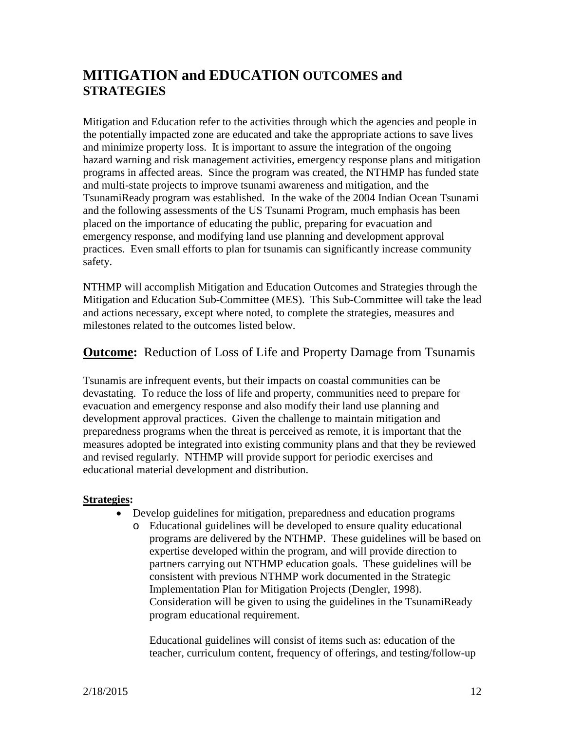## MITIGATION and EDUCATION OUTCOMES and STRATEGIES

Mitigation and Education refer to the activities through which the agencies and people in the potentially impacted zone are educated and take the appropriate actions to save lives and minimize property loss. It is important to assure the integration of the ongoing hazard warning and risk management activities, emergency response plans and mitigation programs in affected areas. Since the program was created, the NTHMP has funded state and multi-state projects to improve tsunami awareness and mitigation, and the TsunamiReady program was established. In the wake of the 2004 Indian Ocean Tsunami and the following assessments of the US Tsunami Program, much emphasis has been placed on the importance of educating the public, preparing for evacuation and emergency response, and modifying land use planning and development approval practices. Even small efforts to plan for tsunamis can significantly increase community safety.

NTHMP will accomplish Mitigation and Education Outcomes and Strategies through the Mitigation and Education Sub-Committee (MES). This Sub-Committee will take the lead and actions necessary, except where noted, to complete the strategies, measures and milestones related to the outcomes listed below.

### **Outcome:** Reduction of Loss of Life and Property Damage from Tsunamis

Tsunamis are infrequent events, but their impacts on coastal communities can be devastating. To reduce the loss of life and property, communities need to prepare for evacuation and emergency response and also modify their land use planning and development approval practices. Given the challenge to maintain mitigation and preparedness programs when the threat is perceived as remote, it is important that the measures adopted be integrated into existing community plans and that they be reviewed and revised regularly. NTHMP will provide support for periodic exercises and educational material development and distribution.

**Strategies:**

- Develop guidelines for mitigation, preparedness and education programs
  - Educational guidelines will be developed to ensure quality educational programs are delivered by the NTHMP. These guidelines will be based on expertise developed within the program, and will provide direction to partners carrying out NTHMP education goals. These guidelines will be consistent with previous NTHMP work documented in the Strategic Implementation Plan for Mitigation Projects (Dengler, 1998). Consideration will be given to using the guidelines in the TsunamiReady program educational requirement.

    Educational guidelines will consist of items such as: education of the teacher, curriculum content, frequency of offerings, and testing/follow-up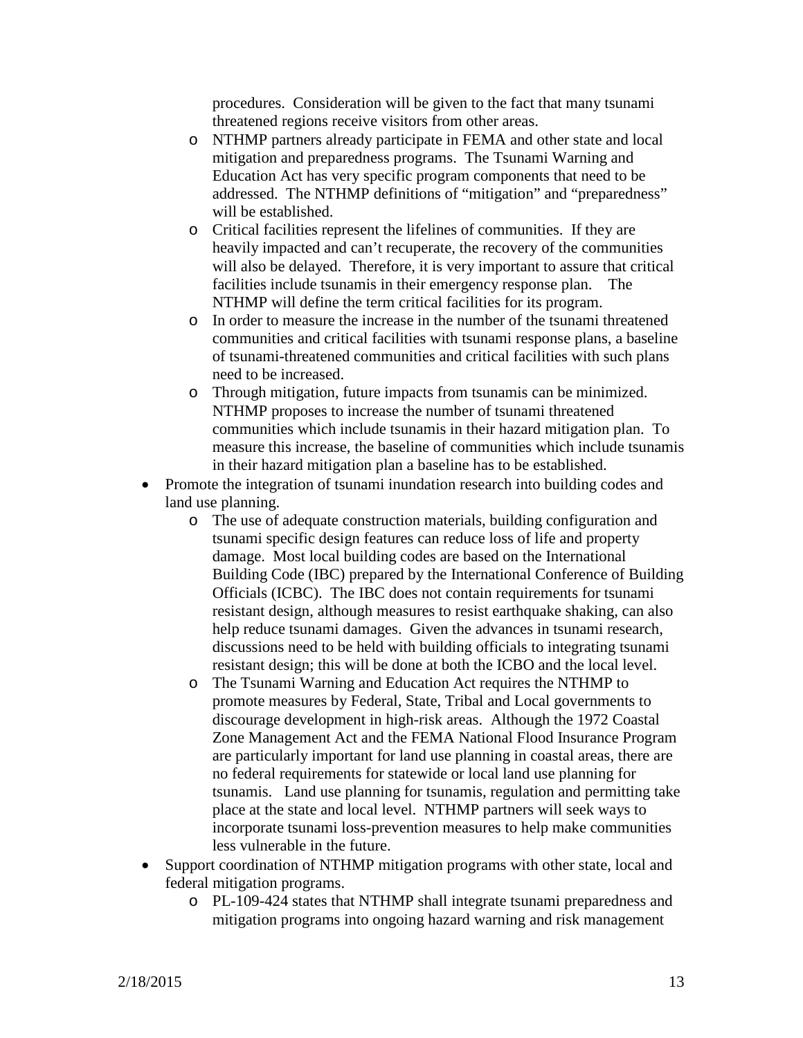- procedures. Consideration will be given to the fact that many tsunami threatened regions receive visitors from other areas.
    - NTHMP partners already participate in FEMA and other state and local mitigation and preparedness programs. The Tsunami Warning and Education Act has very specific program components that need to be addressed. The NTHMP definitions of "mitigation" and "preparedness" will be established.
    - Critical facilities represent the lifelines of communities. If they are heavily impacted and can't recuperate, the recovery of the communities will also be delayed. Therefore, it is very important to assure that critical facilities include tsunamis in their emergency response plan. The NTHMP will define the term critical facilities for its program.
    - In order to measure the increase in the number of the tsunami threatened communities and critical facilities with tsunami response plans, a baseline of tsunami-threatened communities and critical facilities with such plans need to be increased.
    - Through mitigation, future impacts from tsunamis can be minimized. NTHMP proposes to increase the number of tsunami threatened communities which include tsunamis in their hazard mitigation plan. To measure this increase, the baseline of communities which include tsunamis in their hazard mitigation plan a baseline has to be established.
- Promote the integration of tsunami inundation research into building codes and land use planning.
    - The use of adequate construction materials, building configuration and tsunami specific design features can reduce loss of life and property damage. Most local building codes are based on the International Building Code (IBC) prepared by the International Conference of Building Officials (ICBC). The IBC does not contain requirements for tsunami resistant design, although measures to resist earthquake shaking, can also help reduce tsunami damages. Given the advances in tsunami research, discussions need to be held with building officials to integrating tsunami resistant design; this will be done at both the ICBO and the local level.
    - The Tsunami Warning and Education Act requires the NTHMP to promote measures by Federal, State, Tribal and Local governments to discourage development in high-risk areas. Although the 1972 Coastal Zone Management Act and the FEMA National Flood Insurance Program are particularly important for land use planning in coastal areas, there are no federal requirements for statewide or local land use planning for tsunamis. Land use planning for tsunamis, regulation and permitting take place at the state and local level. NTHMP partners will seek ways to incorporate tsunami loss-prevention measures to help make communities less vulnerable in the future.
- Support coordination of NTHMP mitigation programs with other state, local and federal mitigation programs.
    - PL-109-424 states that NTHMP shall integrate tsunami preparedness and mitigation programs into ongoing hazard warning and risk management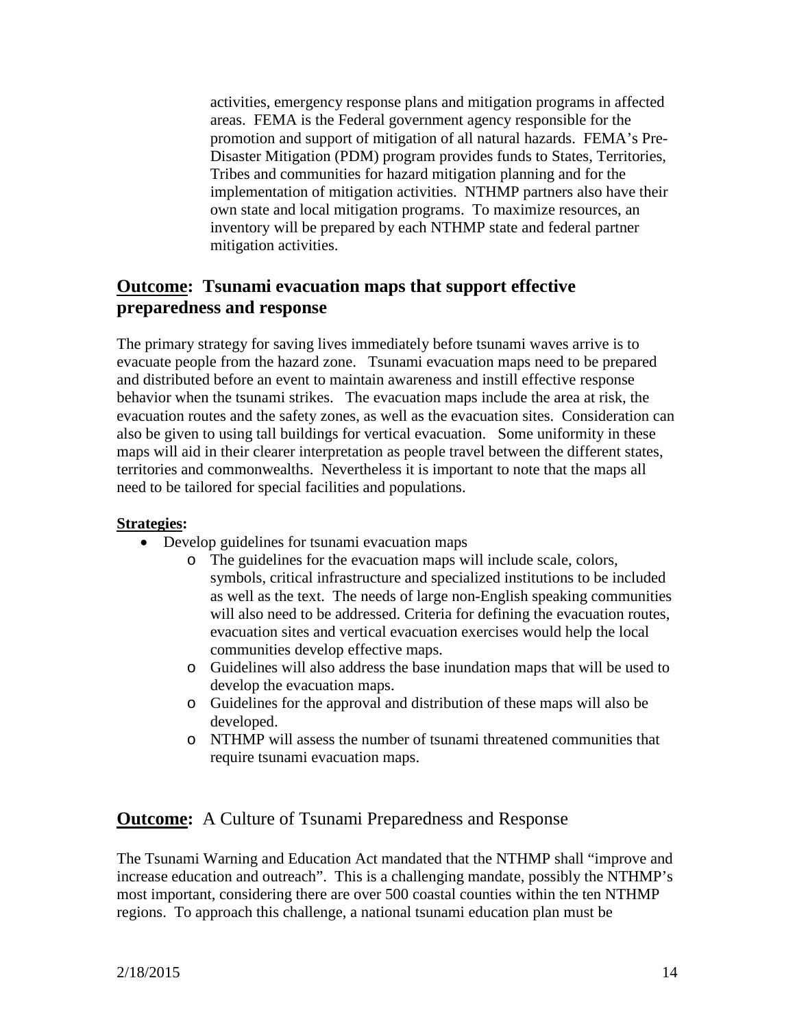activities, emergency response plans and mitigation programs in affected areas. FEMA is the Federal government agency responsible for the promotion and support of mitigation of all natural hazards. FEMA's Pre-Disaster Mitigation (PDM) program provides funds to States, Territories, Tribes and communities for hazard mitigation planning and for the implementation of mitigation activities. NTHMP partners also have their own state and local mitigation programs. To maximize resources, an inventory will be prepared by each NTHMP state and federal partner mitigation activities.

## **Outcome**: Tsunami evacuation maps that support effective preparedness and response

The primary strategy for saving lives immediately before tsunami waves arrive is to evacuate people from the hazard zone. Tsunami evacuation maps need to be prepared and distributed before an event to maintain awareness and instill effective response behavior when the tsunami strikes. The evacuation maps include the area at risk, the evacuation routes and the safety zones, as well as the evacuation sites. Consideration can also be given to using tall buildings for vertical evacuation. Some uniformity in these maps will aid in their clearer interpretation as people travel between the different states, territories and commonwealths. Nevertheless it is important to note that the maps all need to be tailored for special facilities and populations.

**Strategies:**

- Develop guidelines for tsunami evacuation maps
  - The guidelines for the evacuation maps will include scale, colors, symbols, critical infrastructure and specialized institutions to be included as well as the text. The needs of large non-English speaking communities will also need to be addressed. Criteria for defining the evacuation routes, evacuation sites and vertical evacuation exercises would help the local communities develop effective maps.
  - Guidelines will also address the base inundation maps that will be used to develop the evacuation maps.
  - Guidelines for the approval and distribution of these maps will also be developed.
  - NTHMP will assess the number of tsunami threatened communities that require tsunami evacuation maps.

## **Outcome:** A Culture of Tsunami Preparedness and Response

The Tsunami Warning and Education Act mandated that the NTHMP shall "improve and increase education and outreach". This is a challenging mandate, possibly the NTHMP's most important, considering there are over 500 coastal counties within the ten NTHMP regions. To approach this challenge, a national tsunami education plan must be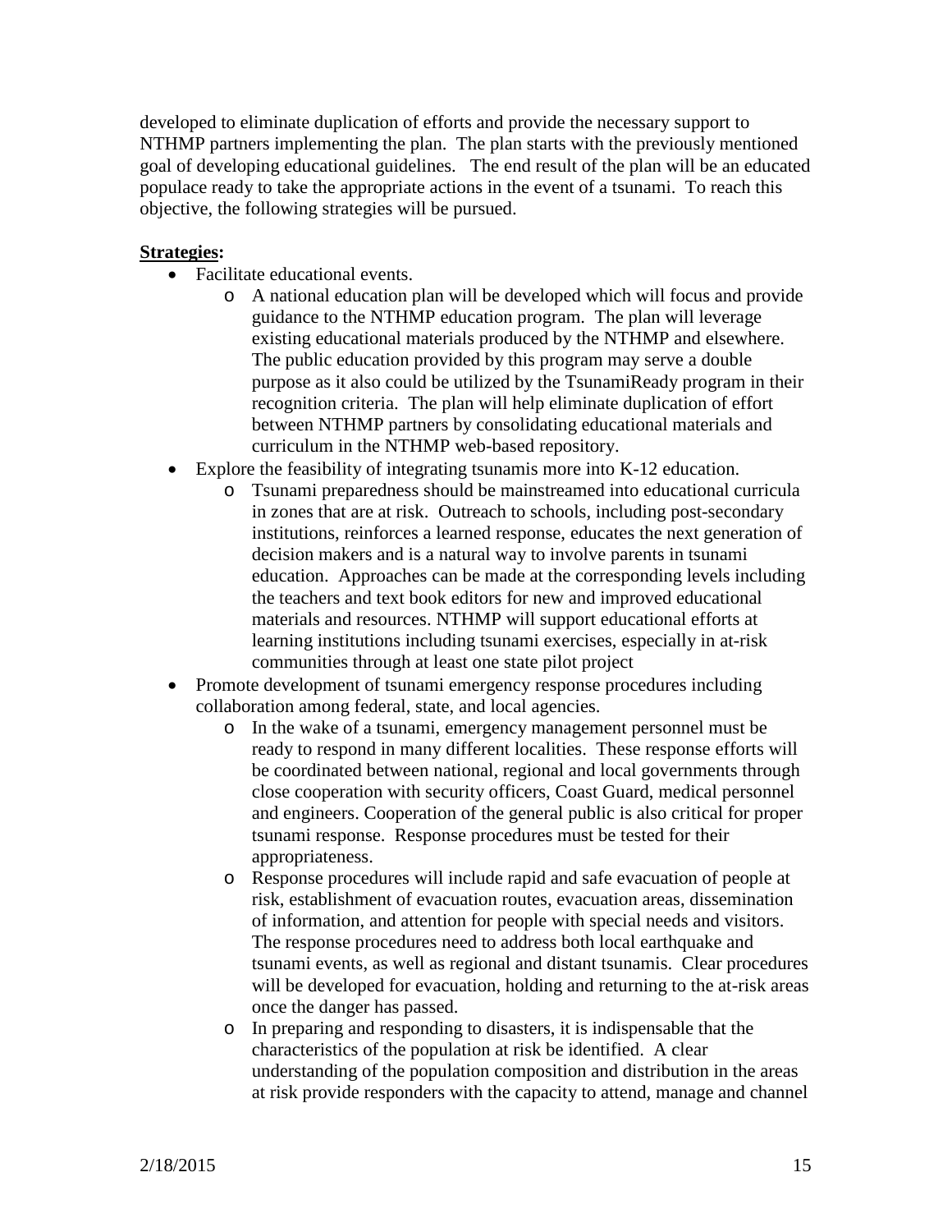developed to eliminate duplication of efforts and provide the necessary support to NTHMP partners implementing the plan. The plan starts with the previously mentioned goal of developing educational guidelines. The end result of the plan will be an educated populace ready to take the appropriate actions in the event of a tsunami. To reach this objective, the following strategies will be pursued.

**Strategies:**

- Facilitate educational events.
  - A national education plan will be developed which will focus and provide guidance to the NTHMP education program. The plan will leverage existing educational materials produced by the NTHMP and elsewhere. The public education provided by this program may serve a double purpose as it also could be utilized by the TsunamiReady program in their recognition criteria. The plan will help eliminate duplication of effort between NTHMP partners by consolidating educational materials and curriculum in the NTHMP web-based repository.
- Explore the feasibility of integrating tsunamis more into K-12 education.
  - Tsunami preparedness should be mainstreamed into educational curricula in zones that are at risk. Outreach to schools, including post-secondary institutions, reinforces a learned response, educates the next generation of decision makers and is a natural way to involve parents in tsunami education. Approaches can be made at the corresponding levels including the teachers and text book editors for new and improved educational materials and resources. NTHMP will support educational efforts at learning institutions including tsunami exercises, especially in at-risk communities through at least one state pilot project
- Promote development of tsunami emergency response procedures including collaboration among federal, state, and local agencies.
  - In the wake of a tsunami, emergency management personnel must be ready to respond in many different localities. These response efforts will be coordinated between national, regional and local governments through close cooperation with security officers, Coast Guard, medical personnel and engineers. Cooperation of the general public is also critical for proper tsunami response. Response procedures must be tested for their appropriateness.
  - Response procedures will include rapid and safe evacuation of people at risk, establishment of evacuation routes, evacuation areas, dissemination of information, and attention for people with special needs and visitors. The response procedures need to address both local earthquake and tsunami events, as well as regional and distant tsunamis. Clear procedures will be developed for evacuation, holding and returning to the at-risk areas once the danger has passed.
  - In preparing and responding to disasters, it is indispensable that the characteristics of the population at risk be identified. A clear understanding of the population composition and distribution in the areas at risk provide responders with the capacity to attend, manage and channel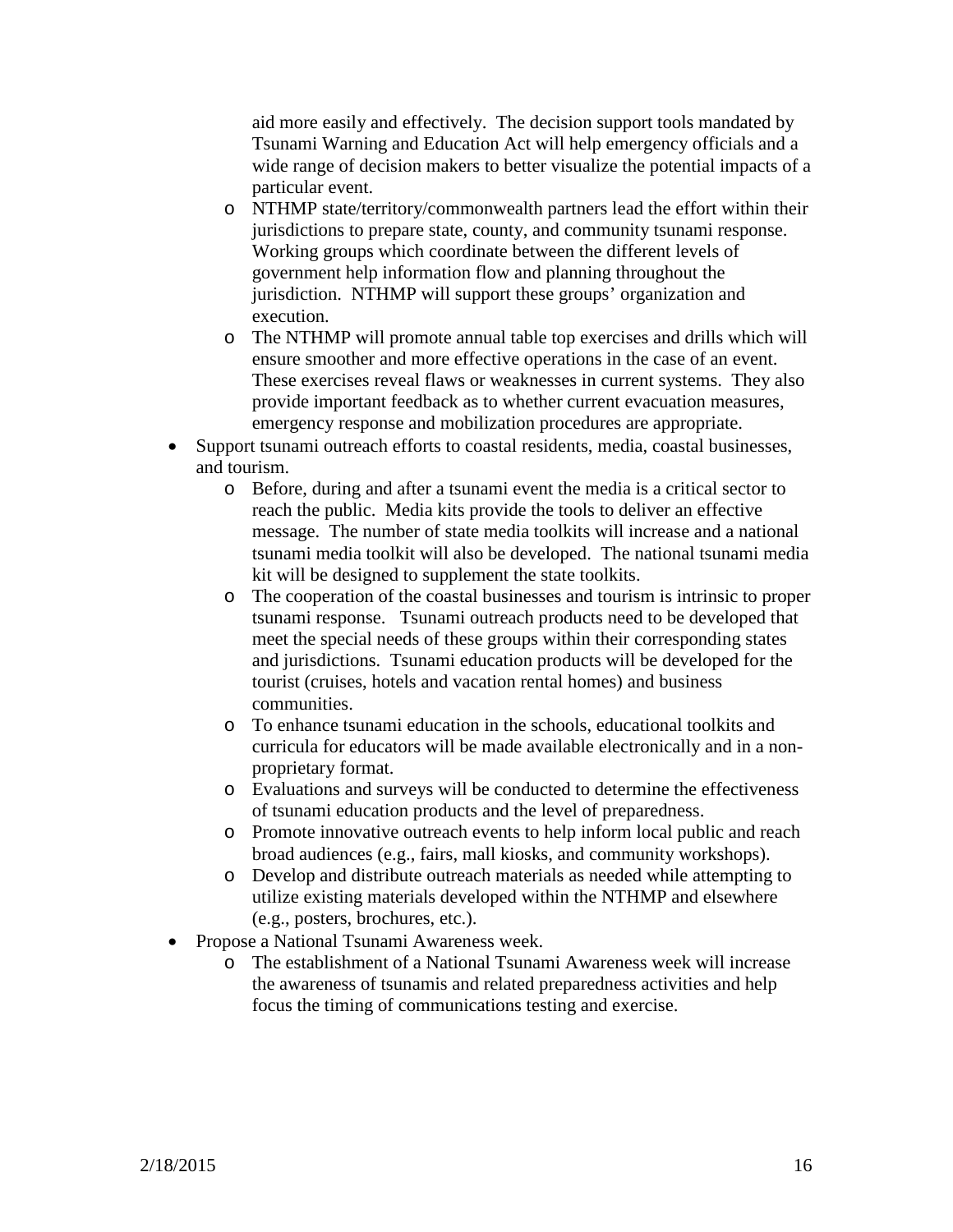aid more easily and effectively. The decision support tools mandated by Tsunami Warning and Education Act will help emergency officials and a wide range of decision makers to better visualize the potential impacts of a particular event.
  - NTHMP state/territory/commonwealth partners lead the effort within their jurisdictions to prepare state, county, and community tsunami response. Working groups which coordinate between the different levels of government help information flow and planning throughout the jurisdiction. NTHMP will support these groups' organization and execution.
  - The NTHMP will promote annual table top exercises and drills which will ensure smoother and more effective operations in the case of an event. These exercises reveal flaws or weaknesses in current systems. They also provide important feedback as to whether current evacuation measures, emergency response and mobilization procedures are appropriate.
- Support tsunami outreach efforts to coastal residents, media, coastal businesses, and tourism.
  - Before, during and after a tsunami event the media is a critical sector to reach the public. Media kits provide the tools to deliver an effective message. The number of state media toolkits will increase and a national tsunami media toolkit will also be developed. The national tsunami media kit will be designed to supplement the state toolkits.
  - The cooperation of the coastal businesses and tourism is intrinsic to proper tsunami response. Tsunami outreach products need to be developed that meet the special needs of these groups within their corresponding states and jurisdictions. Tsunami education products will be developed for the tourist (cruises, hotels and vacation rental homes) and business communities.
  - To enhance tsunami education in the schools, educational toolkits and curricula for educators will be made available electronically and in a non-proprietary format.
  - Evaluations and surveys will be conducted to determine the effectiveness of tsunami education products and the level of preparedness.
  - Promote innovative outreach events to help inform local public and reach broad audiences (e.g., fairs, mall kiosks, and community workshops).
  - Develop and distribute outreach materials as needed while attempting to utilize existing materials developed within the NTHMP and elsewhere (e.g., posters, brochures, etc.).
- Propose a National Tsunami Awareness week.
  - The establishment of a National Tsunami Awareness week will increase the awareness of tsunamis and related preparedness activities and help focus the timing of communications testing and exercise.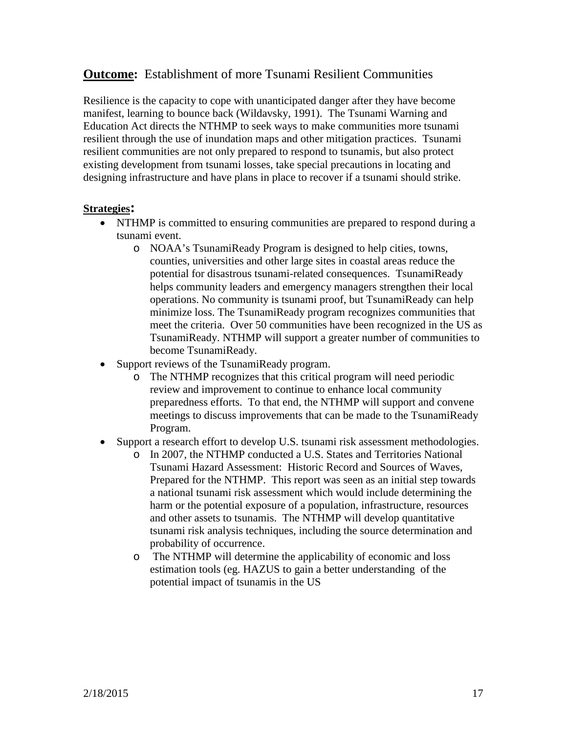## **Outcome:** Establishment of more Tsunami Resilient Communities

Resilience is the capacity to cope with unanticipated danger after they have become manifest, learning to bounce back (Wildavsky, 1991). The Tsunami Warning and Education Act directs the NTHMP to seek ways to make communities more tsunami resilient through the use of inundation maps and other mitigation practices. Tsunami resilient communities are not only prepared to respond to tsunamis, but also protect existing development from tsunami losses, take special precautions in locating and designing infrastructure and have plans in place to recover if a tsunami should strike.

**Strategies:**

- NTHMP is committed to ensuring communities are prepared to respond during a tsunami event.
    - NOAA's TsunamiReady Program is designed to help cities, towns, counties, universities and other large sites in coastal areas reduce the potential for disastrous tsunami-related consequences. TsunamiReady helps community leaders and emergency managers strengthen their local operations. No community is tsunami proof, but TsunamiReady can help minimize loss. The TsunamiReady program recognizes communities that meet the criteria. Over 50 communities have been recognized in the US as TsunamiReady. NTHMP will support a greater number of communities to become TsunamiReady.
- Support reviews of the TsunamiReady program.
    - The NTHMP recognizes that this critical program will need periodic review and improvement to continue to enhance local community preparedness efforts. To that end, the NTHMP will support and convene meetings to discuss improvements that can be made to the TsunamiReady Program.
- Support a research effort to develop U.S. tsunami risk assessment methodologies.
    - In 2007, the NTHMP conducted a U.S. States and Territories National Tsunami Hazard Assessment: Historic Record and Sources of Waves, Prepared for the NTHMP. This report was seen as an initial step towards a national tsunami risk assessment which would include determining the harm or the potential exposure of a population, infrastructure, resources and other assets to tsunamis. The NTHMP will develop quantitative tsunami risk analysis techniques, including the source determination and probability of occurrence.
    - The NTHMP will determine the applicability of economic and loss estimation tools (eg. HAZUS to gain a better understanding of the potential impact of tsunamis in the US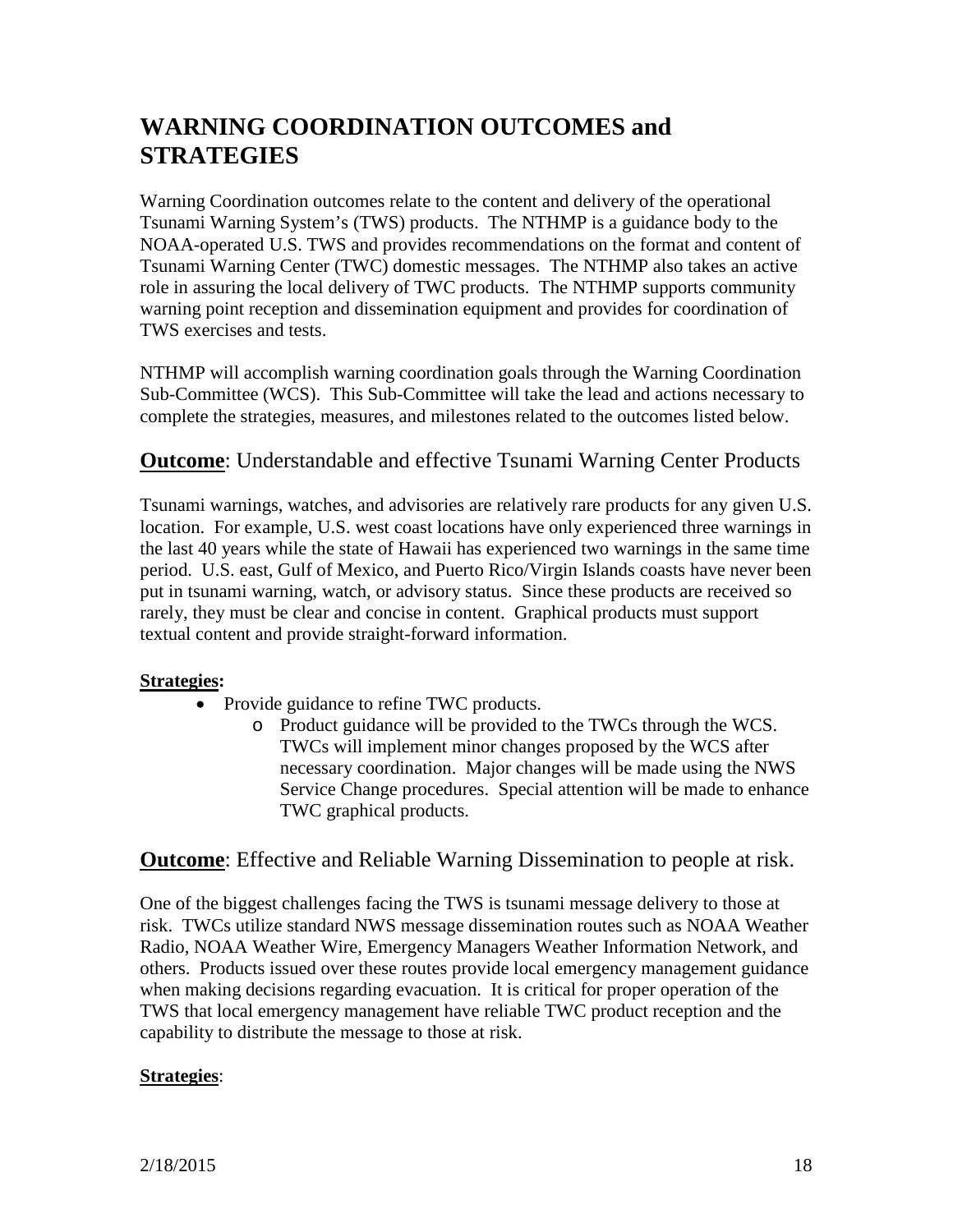# WARNING COORDINATION OUTCOMES and STRATEGIES

Warning Coordination outcomes relate to the content and delivery of the operational Tsunami Warning System's (TWS) products. The NTHMP is a guidance body to the NOAA-operated U.S. TWS and provides recommendations on the format and content of Tsunami Warning Center (TWC) domestic messages. The NTHMP also takes an active role in assuring the local delivery of TWC products. The NTHMP supports community warning point reception and dissemination equipment and provides for coordination of TWS exercises and tests.

NTHMP will accomplish warning coordination goals through the Warning Coordination Sub-Committee (WCS). This Sub-Committee will take the lead and actions necessary to complete the strategies, measures, and milestones related to the outcomes listed below.

## **Outcome**: Understandable and effective Tsunami Warning Center Products

Tsunami warnings, watches, and advisories are relatively rare products for any given U.S. location. For example, U.S. west coast locations have only experienced three warnings in the last 40 years while the state of Hawaii has experienced two warnings in the same time period. U.S. east, Gulf of Mexico, and Puerto Rico/Virgin Islands coasts have never been put in tsunami warning, watch, or advisory status. Since these products are received so rarely, they must be clear and concise in content. Graphical products must support textual content and provide straight-forward information.

**Strategies:**

- Provide guidance to refine TWC products.
  - Product guidance will be provided to the TWCs through the WCS. TWCs will implement minor changes proposed by the WCS after necessary coordination. Major changes will be made using the NWS Service Change procedures. Special attention will be made to enhance TWC graphical products.

## **Outcome**: Effective and Reliable Warning Dissemination to people at risk.

One of the biggest challenges facing the TWS is tsunami message delivery to those at risk. TWCs utilize standard NWS message dissemination routes such as NOAA Weather Radio, NOAA Weather Wire, Emergency Managers Weather Information Network, and others. Products issued over these routes provide local emergency management guidance when making decisions regarding evacuation. It is critical for proper operation of the TWS that local emergency management have reliable TWC product reception and the capability to distribute the message to those at risk.

**Strategies**: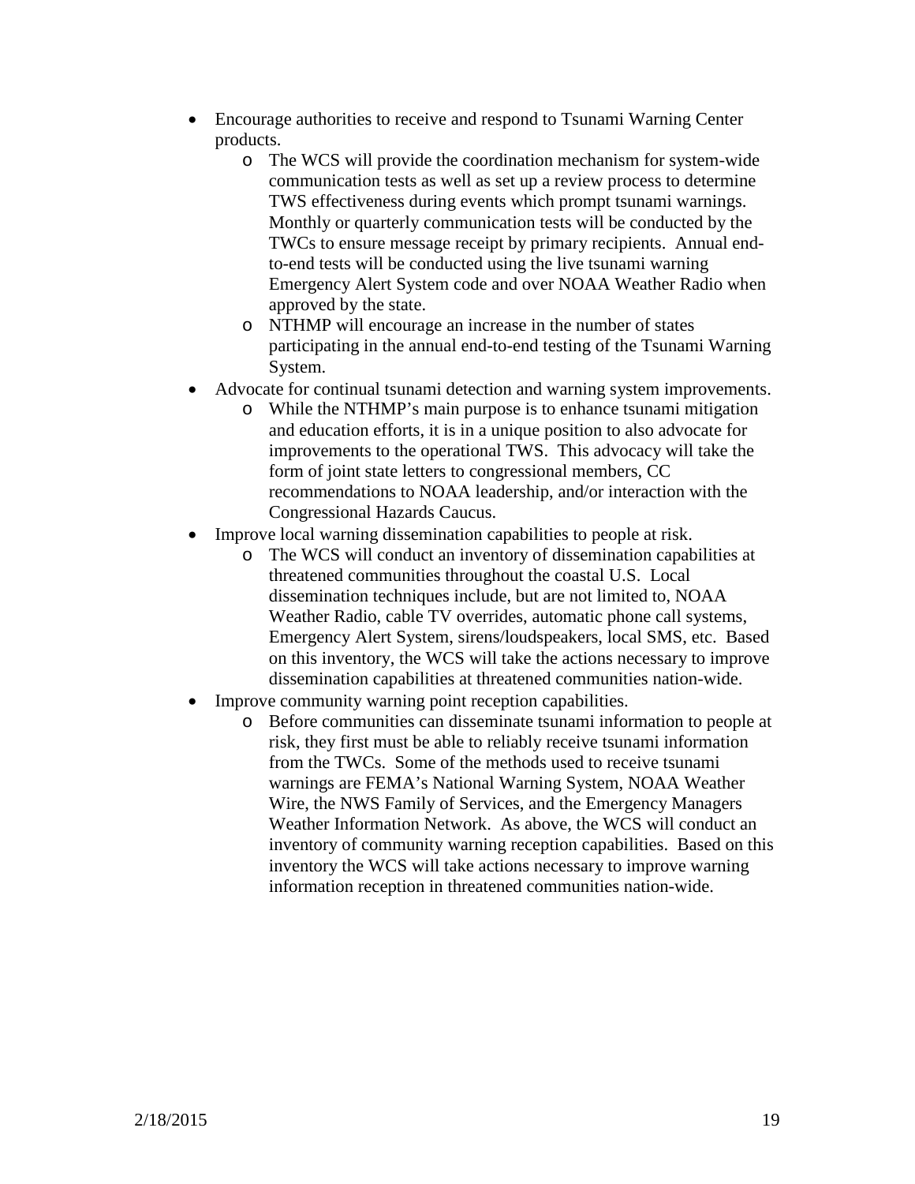- Encourage authorities to receive and respond to Tsunami Warning Center products.
    - The WCS will provide the coordination mechanism for system-wide communication tests as well as set up a review process to determine TWS effectiveness during events which prompt tsunami warnings. Monthly or quarterly communication tests will be conducted by the TWCs to ensure message receipt by primary recipients. Annual end-to-end tests will be conducted using the live tsunami warning Emergency Alert System code and over NOAA Weather Radio when approved by the state.
    - NTHMP will encourage an increase in the number of states participating in the annual end-to-end testing of the Tsunami Warning System.
- Advocate for continual tsunami detection and warning system improvements.
    - While the NTHMP's main purpose is to enhance tsunami mitigation and education efforts, it is in a unique position to also advocate for improvements to the operational TWS. This advocacy will take the form of joint state letters to congressional members, CC recommendations to NOAA leadership, and/or interaction with the Congressional Hazards Caucus.
- Improve local warning dissemination capabilities to people at risk.
    - The WCS will conduct an inventory of dissemination capabilities at threatened communities throughout the coastal U.S. Local dissemination techniques include, but are not limited to, NOAA Weather Radio, cable TV overrides, automatic phone call systems, Emergency Alert System, sirens/loudspeakers, local SMS, etc. Based on this inventory, the WCS will take the actions necessary to improve dissemination capabilities at threatened communities nation-wide.
- Improve community warning point reception capabilities.
    - Before communities can disseminate tsunami information to people at risk, they first must be able to reliably receive tsunami information from the TWCs. Some of the methods used to receive tsunami warnings are FEMA's National Warning System, NOAA Weather Wire, the NWS Family of Services, and the Emergency Managers Weather Information Network. As above, the WCS will conduct an inventory of community warning reception capabilities. Based on this inventory the WCS will take actions necessary to improve warning information reception in threatened communities nation-wide.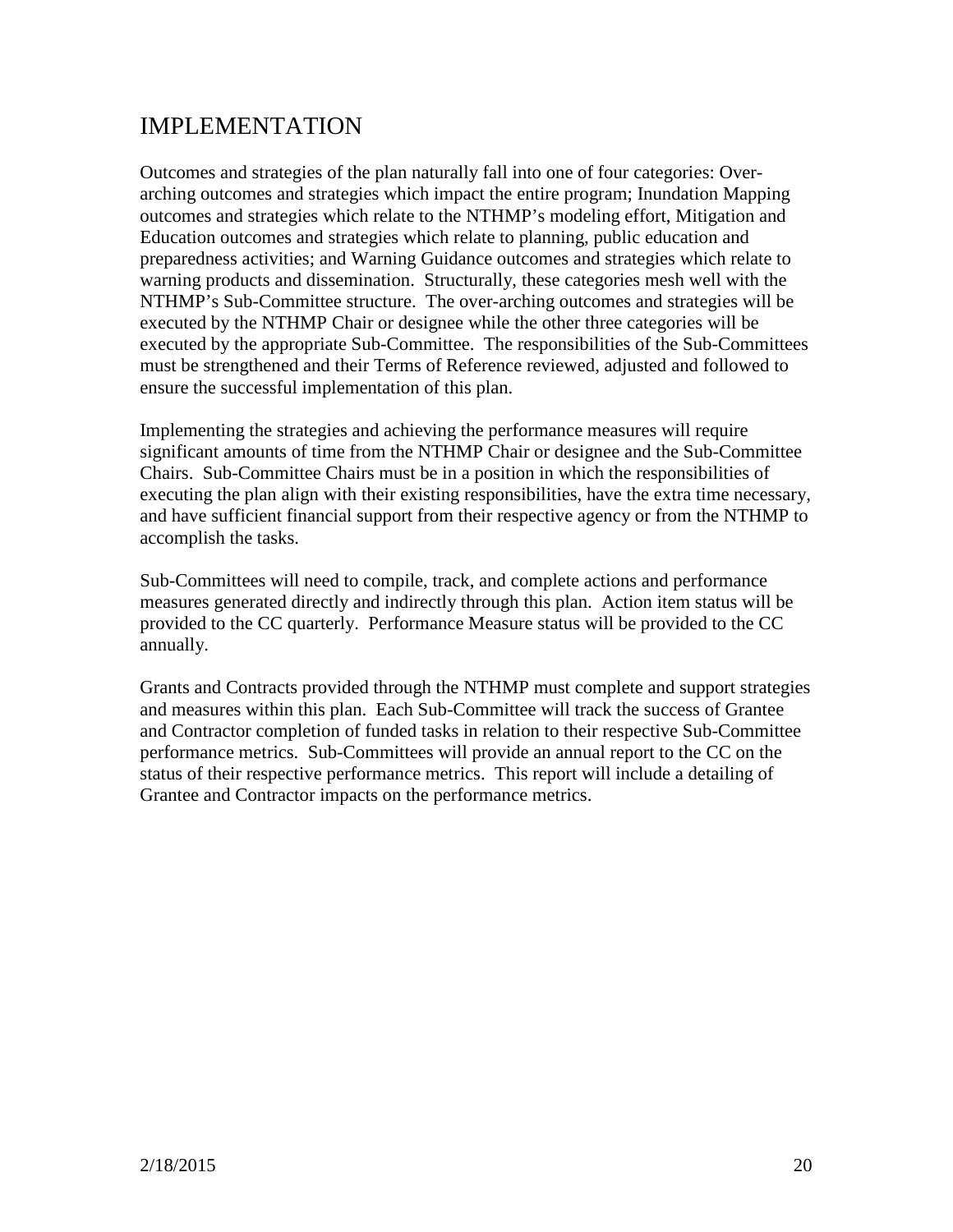# IMPLEMENTATION

Outcomes and strategies of the plan naturally fall into one of four categories: Over-arching outcomes and strategies which impact the entire program; Inundation Mapping outcomes and strategies which relate to the NTHMP's modeling effort, Mitigation and Education outcomes and strategies which relate to planning, public education and preparedness activities; and Warning Guidance outcomes and strategies which relate to warning products and dissemination. Structurally, these categories mesh well with the NTHMP's Sub-Committee structure. The over-arching outcomes and strategies will be executed by the NTHMP Chair or designee while the other three categories will be executed by the appropriate Sub-Committee. The responsibilities of the Sub-Committees must be strengthened and their Terms of Reference reviewed, adjusted and followed to ensure the successful implementation of this plan.

Implementing the strategies and achieving the performance measures will require significant amounts of time from the NTHMP Chair or designee and the Sub-Committee Chairs. Sub-Committee Chairs must be in a position in which the responsibilities of executing the plan align with their existing responsibilities, have the extra time necessary, and have sufficient financial support from their respective agency or from the NTHMP to accomplish the tasks.

Sub-Committees will need to compile, track, and complete actions and performance measures generated directly and indirectly through this plan. Action item status will be provided to the CC quarterly. Performance Measure status will be provided to the CC annually.

Grants and Contracts provided through the NTHMP must complete and support strategies and measures within this plan. Each Sub-Committee will track the success of Grantee and Contractor completion of funded tasks in relation to their respective Sub-Committee performance metrics. Sub-Committees will provide an annual report to the CC on the status of their respective performance metrics. This report will include a detailing of Grantee and Contractor impacts on the performance metrics.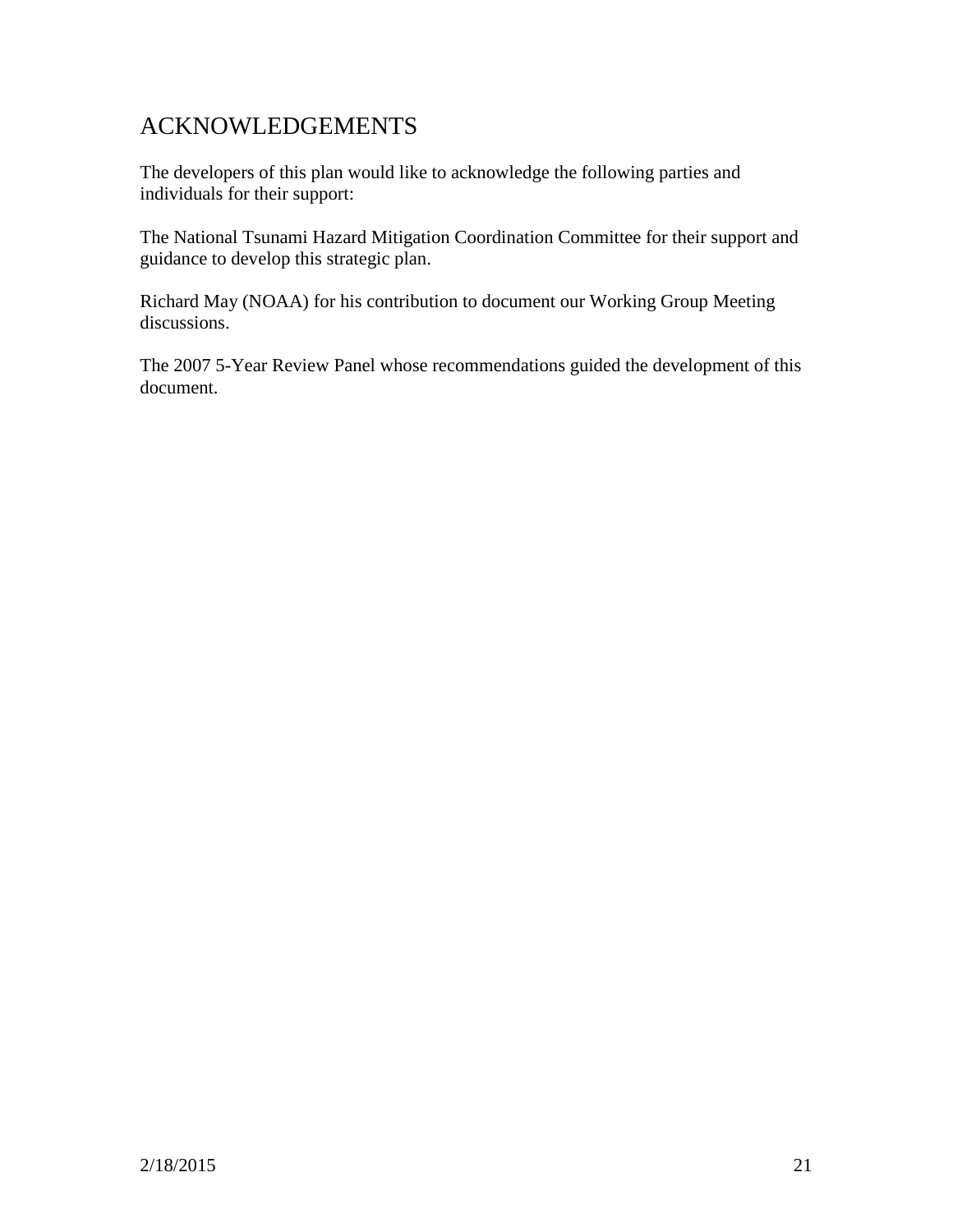# ACKNOWLEDGEMENTS

The developers of this plan would like to acknowledge the following parties and individuals for their support:

The National Tsunami Hazard Mitigation Coordination Committee for their support and guidance to develop this strategic plan.

Richard May (NOAA) for his contribution to document our Working Group Meeting discussions.

The 2007 5-Year Review Panel whose recommendations guided the development of this document.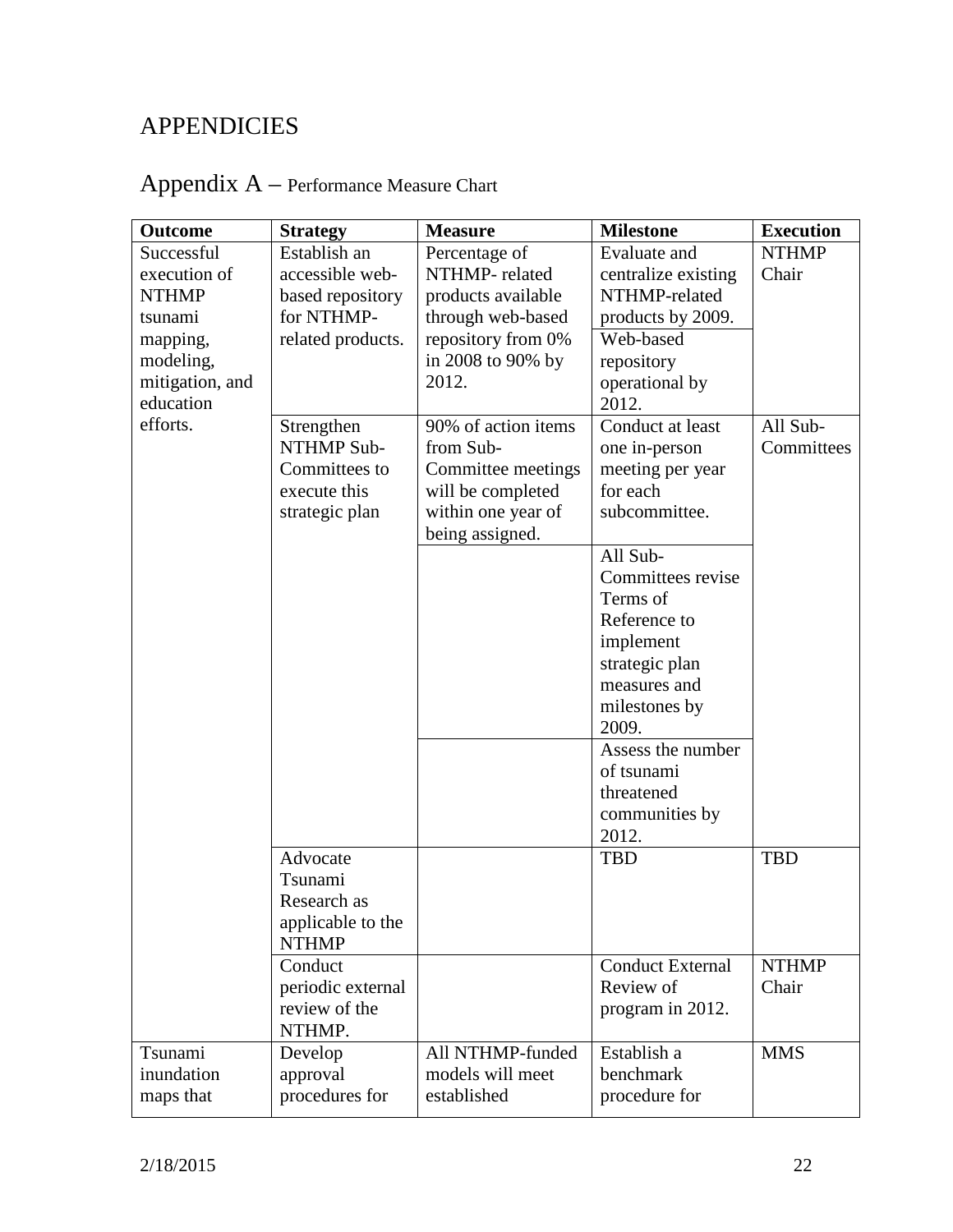# APPENDICIES

## Appendix A – Performance Measure Chart

| Outcome | Strategy | Measure | Milestone | Execution |
|---|---|---|---|---|
| Successful execution of NTHMP tsunami mapping, modeling, mitigation, and education efforts. | Establish an accessible web-based repository for NTHMP-related products. | Percentage of NTHMP- related products available through web-based repository from 0% in 2008 to 90% by 2012. | Evaluate and centralize existing NTHMP-related products by 2009. | NTHMP Chair |
| | | | Web-based repository operational by 2012. | |
| | Strengthen NTHMP Sub-Committees to execute this strategic plan | 90% of action items from Sub-Committee meetings will be completed within one year of being assigned. | Conduct at least one in-person meeting per year for each subcommittee. | All Sub-Committees |
| | | | All Sub-Committees revise Terms of Reference to implement strategic plan measures and milestones by 2009. | |
| | | | Assess the number of tsunami threatened communities by 2012. | |
| | Advocate Tsunami Research as applicable to the NTHMP | | TBD | TBD |
| | Conduct periodic external review of the NTHMP. | | Conduct External Review of program in 2012. | NTHMP Chair |
| Tsunami inundation maps that | Develop approval procedures for | All NTHMP-funded models will meet established | Establish a benchmark procedure for | MMS |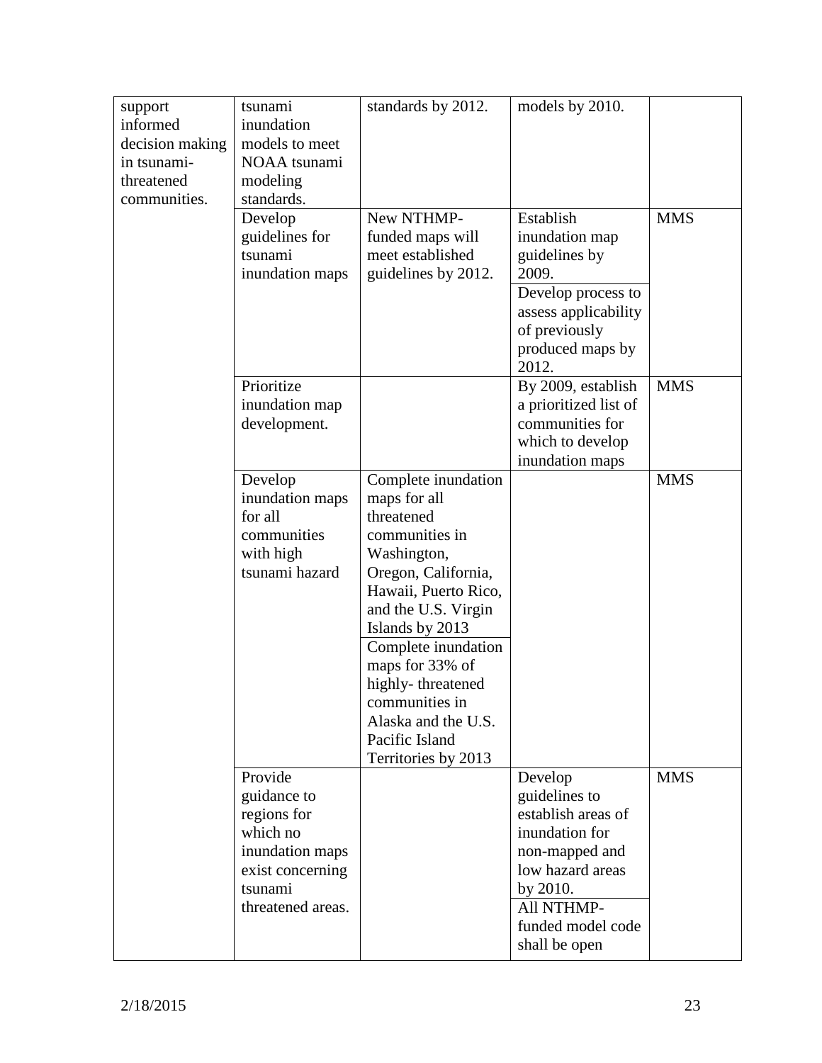| | | | | |
|---|---|---|---|---|
| support informed decision making in tsunami-threatened communities. | tsunami inundation models to meet NOAA tsunami modeling standards. | standards by 2012. | models by 2010. | |
| | Develop guidelines for tsunami inundation maps | New NTHMP-funded maps will meet established guidelines by 2012. | Establish inundation map guidelines by 2009.<br>Develop process to assess applicability of previously produced maps by 2012. | MMS |
| | Prioritize inundation map development. | | By 2009, establish a prioritized list of communities for which to develop inundation maps | MMS |
| | Develop inundation maps for all communities with high tsunami hazard | Complete inundation maps for all threatened communities in Washington, Oregon, California, Hawaii, Puerto Rico, and the U.S. Virgin Islands by 2013<br>Complete inundation maps for 33% of highly- threatened communities in Alaska and the U.S. Pacific Island Territories by 2013 | | MMS |
| | Provide guidance to regions for which no inundation maps exist concerning tsunami threatened areas. | | Develop guidelines to establish areas of inundation for non-mapped and low hazard areas by 2010.<br>All NTHMP-funded model code shall be open | MMS |

2/18/2015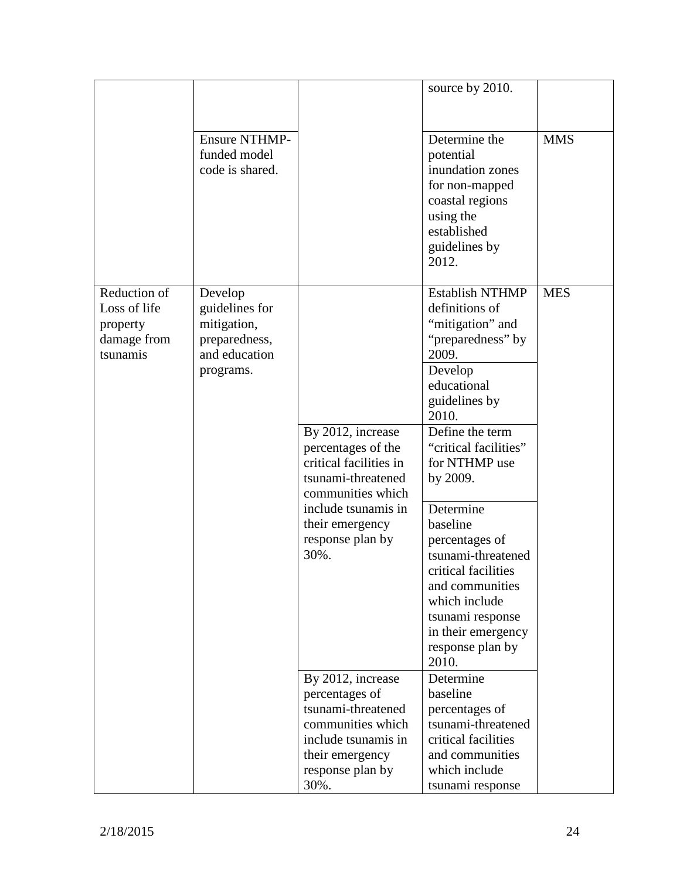| | | | | |
|---|---|---|---|---|
| | | | source by 2010. | |
| | Ensure NTHMP-funded model code is shared. | | Determine the potential inundation zones for non-mapped coastal regions using the established guidelines by 2012. | MMS |
| Reduction of Loss of life property damage from tsunamis | Develop guidelines for mitigation, preparedness, and education programs. | | Establish NTHMP definitions of "mitigation" and "preparedness" by 2009. | MES |
| | | | Develop educational guidelines by 2010. | |
| | | By 2012, increase percentages of the critical facilities in tsunami-threatened communities which include tsunamis in their emergency response plan by 30%. | Define the term "critical facilities" for NTHMP use by 2009. | |
| | | | Determine baseline percentages of tsunami-threatened critical facilities and communities which include tsunami response in their emergency response plan by 2010. | |
| | | By 2012, increase percentages of tsunami-threatened communities which include tsunamis in their emergency response plan by 30%. | Determine baseline percentages of tsunami-threatened critical facilities and communities which include tsunami response | |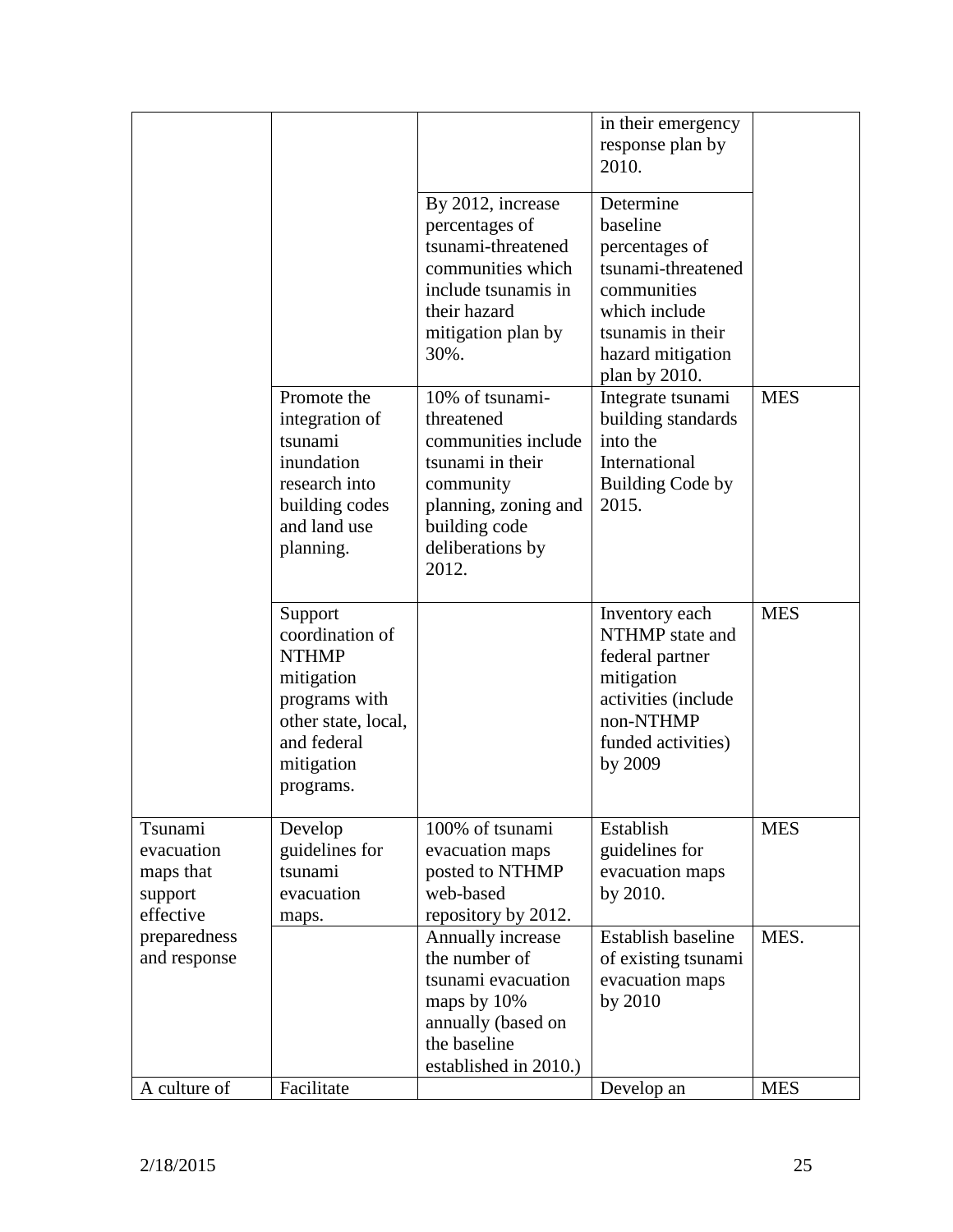| | | | in their emergency response plan by 2010. | |
|---|---|---|---|---|
| | | By 2012, increase percentages of tsunami-threatened communities which include tsunamis in their hazard mitigation plan by 30%. | Determine baseline percentages of tsunami-threatened communities which include tsunamis in their hazard mitigation plan by 2010. | |
| | Promote the integration of tsunami inundation research into building codes and land use planning. | 10% of tsunami-threatened communities include tsunami in their community planning, zoning and building code deliberations by 2012. | Integrate tsunami building standards into the International Building Code by 2015. | MES |
| | Support coordination of NTHMP mitigation programs with other state, local, and federal mitigation programs. | | Inventory each NTHMP state and federal partner mitigation activities (include non-NTHMP funded activities) by 2009 | MES |
| Tsunami evacuation maps that support effective preparedness and response | Develop guidelines for tsunami evacuation maps. | 100% of tsunami evacuation maps posted to NTHMP web-based repository by 2012. | Establish guidelines for evacuation maps by 2010. | MES |
| | | Annually increase the number of tsunami evacuation maps by 10% annually (based on the baseline established in 2010.) | Establish baseline of existing tsunami evacuation maps by 2010 | MES. |
| A culture of | Facilitate | | Develop an | MES |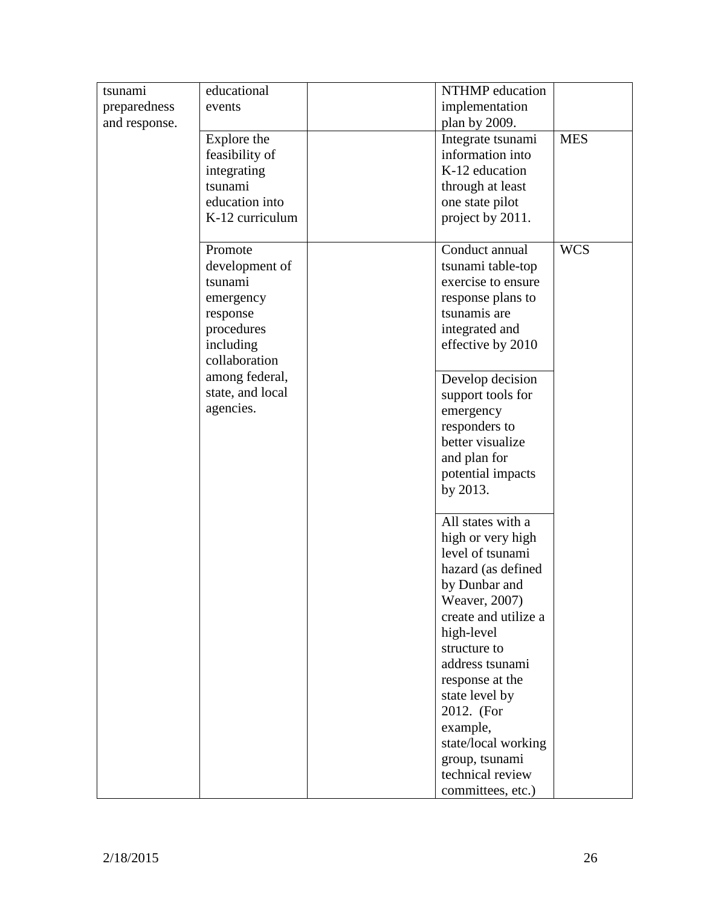| | | | | |
|---|---|---|---|---|
| tsunami preparedness and response. | educational events | | NTHMP education implementation plan by 2009. | |
| | Explore the feasibility of integrating tsunami education into K-12 curriculum | | Integrate tsunami information into K-12 education through at least one state pilot project by 2011. | MES |
| | Promote development of tsunami emergency response procedures including collaboration among federal, state, and local agencies. | | Conduct annual tsunami table-top exercise to ensure response plans to tsunamis are integrated and effective by 2010 | WCS |
| | | | Develop decision support tools for emergency responders to better visualize and plan for potential impacts by 2013. | |
| | | | All states with a high or very high level of tsunami hazard (as defined by Dunbar and Weaver, 2007) create and utilize a high-level structure to address tsunami response at the state level by 2012. (For example, state/local working group, tsunami technical review committees, etc.) | |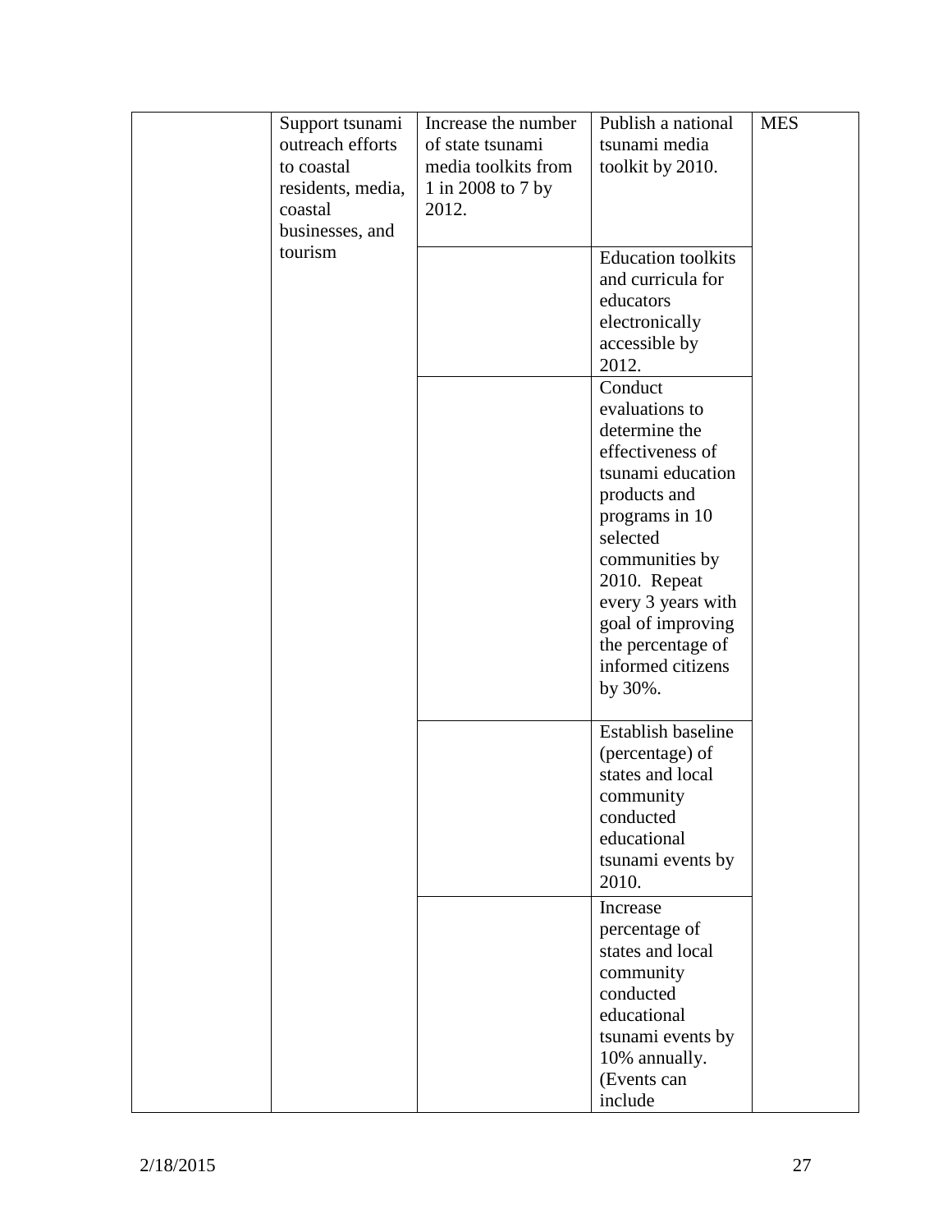| | | | | |
|---|---|---|---|---|
| | Support tsunami outreach efforts to coastal residents, media, coastal businesses, and tourism | Increase the number of state tsunami media toolkits from 1 in 2008 to 7 by 2012. | Publish a national tsunami media toolkit by 2010. | MES |
| | | | Education toolkits and curricula for educators electronically accessible by 2012. | |
| | | | Conduct evaluations to determine the effectiveness of tsunami education products and programs in 10 selected communities by 2010. Repeat every 3 years with goal of improving the percentage of informed citizens by 30%. | |
| | | | Establish baseline (percentage) of states and local community conducted educational tsunami events by 2010. | |
| | | | Increase percentage of states and local community conducted educational tsunami events by 10% annually. (Events can include | |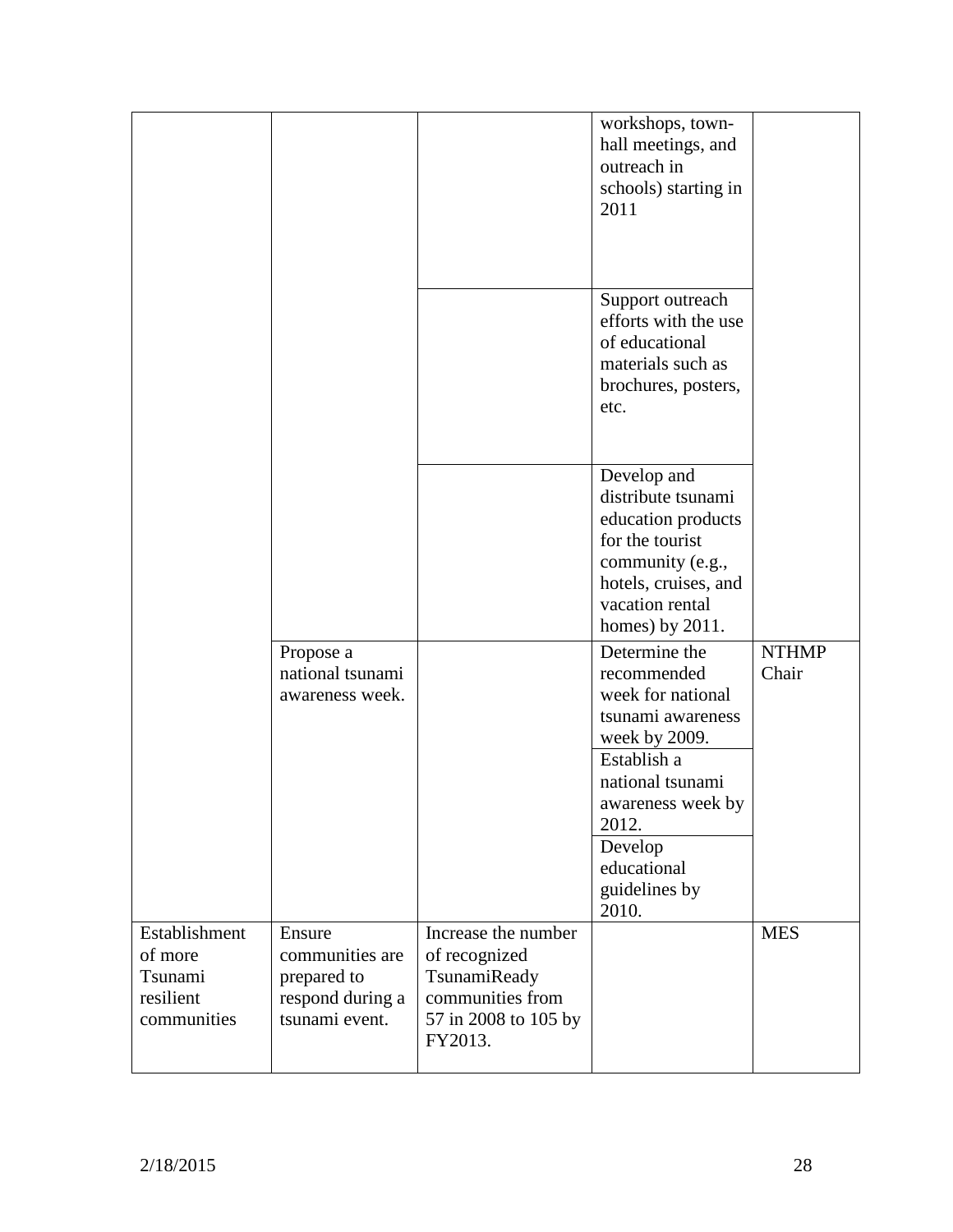| | | | | |
|---|---|---|---|---|
| | | | workshops, town-hall meetings, and outreach in schools) starting in 2011 | |
| | | | Support outreach efforts with the use of educational materials such as brochures, posters, etc. | |
| | | | Develop and distribute tsunami education products for the tourist community (e.g., hotels, cruises, and vacation rental homes) by 2011. | |
| | Propose a national tsunami awareness week. | | Determine the recommended week for national tsunami awareness week by 2009. | NTHMP Chair |
| | | | Establish a national tsunami awareness week by 2012. | |
| | | | Develop educational guidelines by 2010. | |
| Establishment of more Tsunami resilient communities | Ensure communities are prepared to respond during a tsunami event. | Increase the number of recognized TsunamiReady communities from 57 in 2008 to 105 by FY2013. | | MES |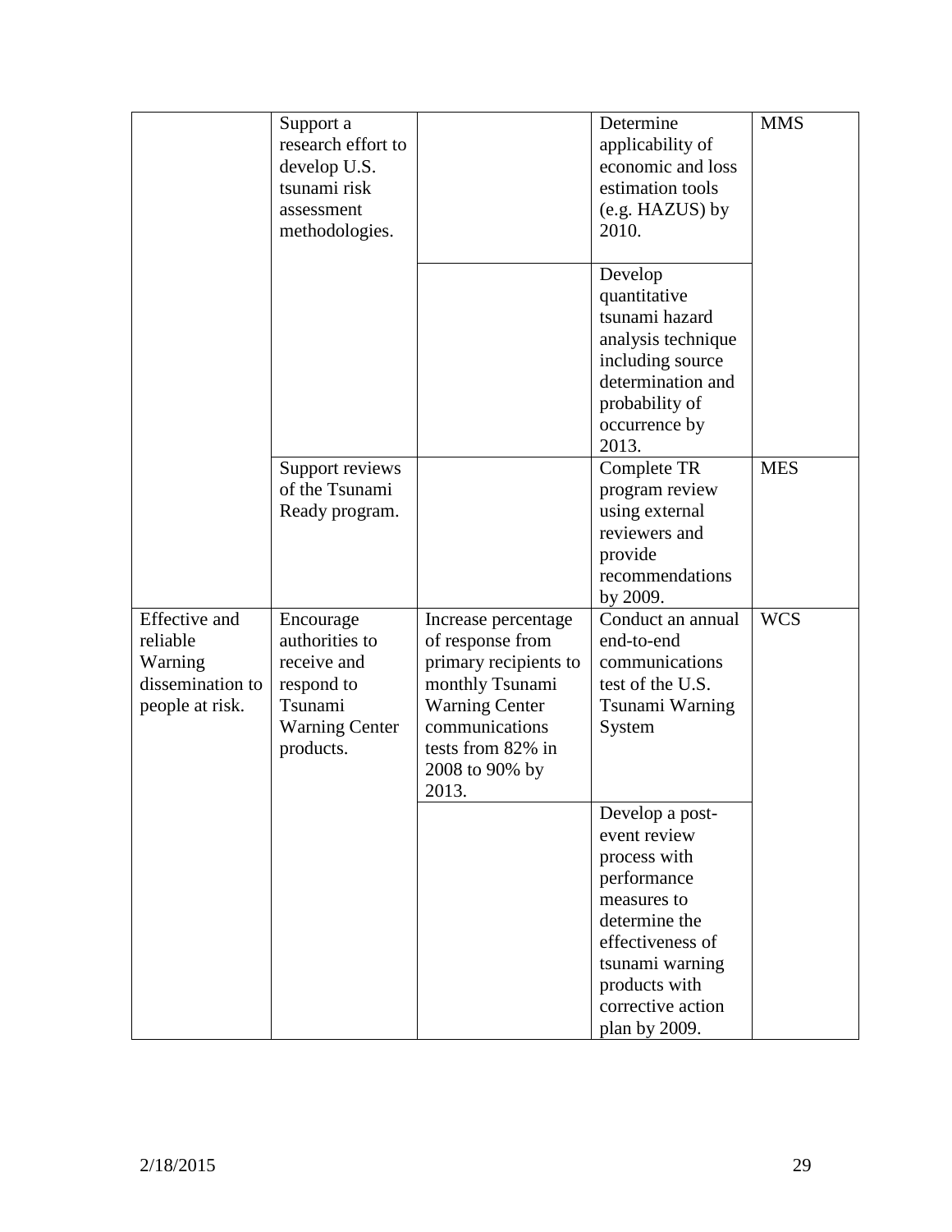| | | | | |
|---|---|---|---|---|
| | Support a research effort to develop U.S. tsunami risk assessment methodologies. | | Determine applicability of economic and loss estimation tools (e.g. HAZUS) by 2010. | MMS |
| | | | Develop quantitative tsunami hazard analysis technique including source determination and probability of occurrence by 2013. | |
| | Support reviews of the Tsunami Ready program. | | Complete TR program review using external reviewers and provide recommendations by 2009. | MES |
| Effective and reliable Warning dissemination to people at risk. | Encourage authorities to receive and respond to Tsunami Warning Center products. | Increase percentage of response from primary recipients to monthly Tsunami Warning Center communications tests from 82% in 2008 to 90% by 2013. | Conduct an annual end-to-end communications test of the U.S. Tsunami Warning System | WCS |
| | | | Develop a post-event review process with performance measures to determine the effectiveness of tsunami warning products with corrective action plan by 2009. | |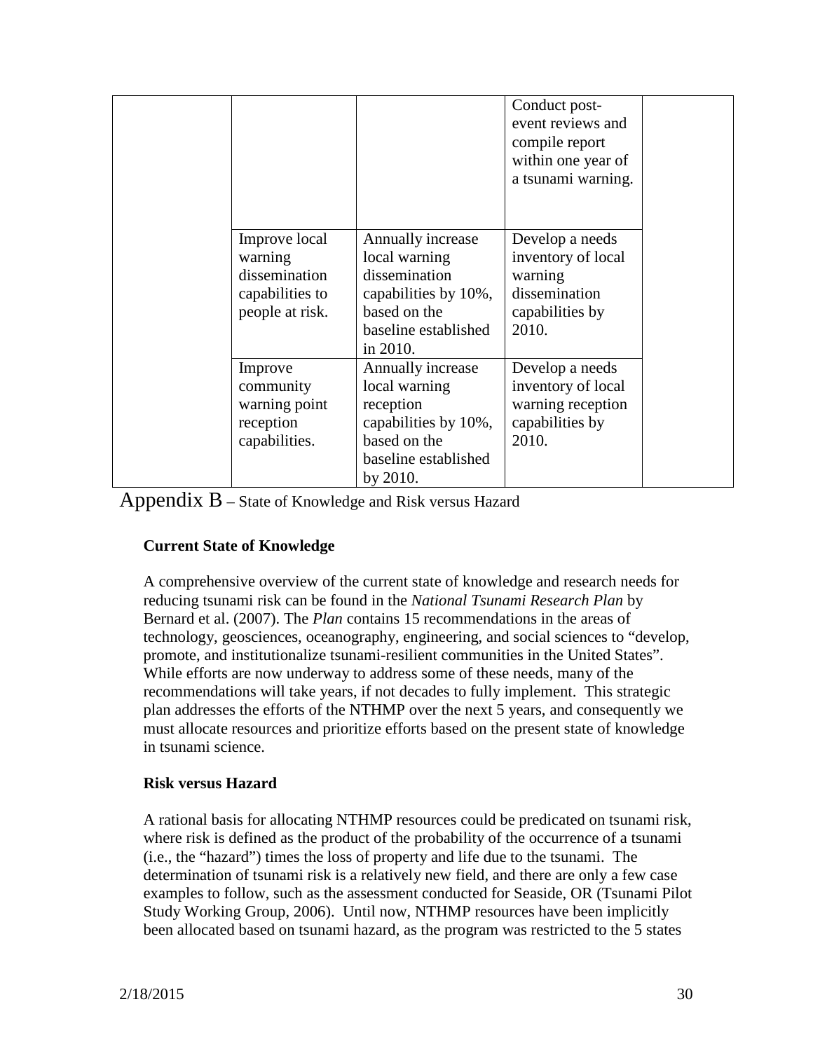| | | | | |
|---|---|---|---|---|
| | | | Conduct post-event reviews and compile report within one year of a tsunami warning. | |
| | Improve local warning dissemination capabilities to people at risk. | Annually increase local warning dissemination capabilities by 10%, based on the baseline established in 2010. | Develop a needs inventory of local warning dissemination capabilities by 2010. | |
| | Improve community warning point reception capabilities. | Annually increase local warning reception capabilities by 10%, based on the baseline established by 2010. | Develop a needs inventory of local warning reception capabilities by 2010. | |

# Appendix B – State of Knowledge and Risk versus Hazard

**Current State of Knowledge**

A comprehensive overview of the current state of knowledge and research needs for reducing tsunami risk can be found in the *National Tsunami Research Plan* by Bernard et al. (2007). The *Plan* contains 15 recommendations in the areas of technology, geosciences, oceanography, engineering, and social sciences to "develop, promote, and institutionalize tsunami-resilient communities in the United States". While efforts are now underway to address some of these needs, many of the recommendations will take years, if not decades to fully implement. This strategic plan addresses the efforts of the NTHMP over the next 5 years, and consequently we must allocate resources and prioritize efforts based on the present state of knowledge in tsunami science.

**Risk versus Hazard**

A rational basis for allocating NTHMP resources could be predicated on tsunami risk, where risk is defined as the product of the probability of the occurrence of a tsunami (i.e., the "hazard") times the loss of property and life due to the tsunami. The determination of tsunami risk is a relatively new field, and there are only a few case examples to follow, such as the assessment conducted for Seaside, OR (Tsunami Pilot Study Working Group, 2006). Until now, NTHMP resources have been implicitly been allocated based on tsunami hazard, as the program was restricted to the 5 states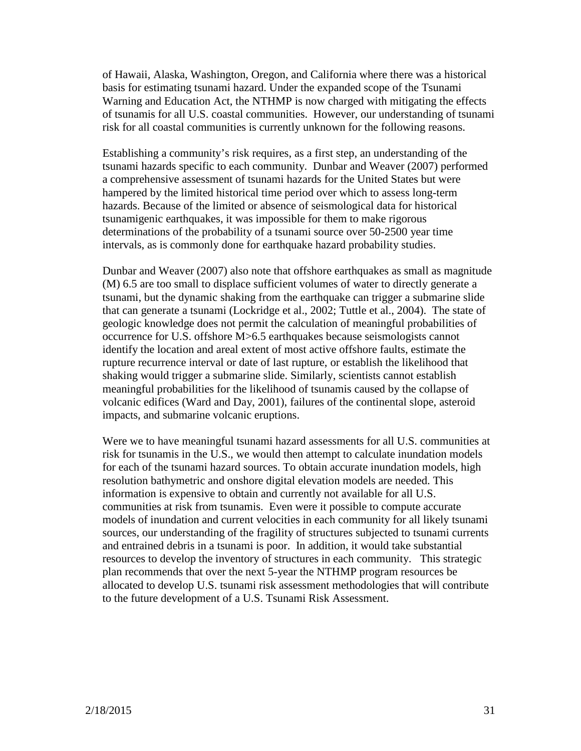of Hawaii, Alaska, Washington, Oregon, and California where there was a historical basis for estimating tsunami hazard. Under the expanded scope of the Tsunami Warning and Education Act, the NTHMP is now charged with mitigating the effects of tsunamis for all U.S. coastal communities. However, our understanding of tsunami risk for all coastal communities is currently unknown for the following reasons.

Establishing a community's risk requires, as a first step, an understanding of the tsunami hazards specific to each community. Dunbar and Weaver (2007) performed a comprehensive assessment of tsunami hazards for the United States but were hampered by the limited historical time period over which to assess long-term hazards. Because of the limited or absence of seismological data for historical tsunamigenic earthquakes, it was impossible for them to make rigorous determinations of the probability of a tsunami source over 50-2500 year time intervals, as is commonly done for earthquake hazard probability studies.

Dunbar and Weaver (2007) also note that offshore earthquakes as small as magnitude (M) 6.5 are too small to displace sufficient volumes of water to directly generate a tsunami, but the dynamic shaking from the earthquake can trigger a submarine slide that can generate a tsunami (Lockridge et al., 2002; Tuttle et al., 2004). The state of geologic knowledge does not permit the calculation of meaningful probabilities of occurrence for U.S. offshore M>6.5 earthquakes because seismologists cannot identify the location and areal extent of most active offshore faults, estimate the rupture recurrence interval or date of last rupture, or establish the likelihood that shaking would trigger a submarine slide. Similarly, scientists cannot establish meaningful probabilities for the likelihood of tsunamis caused by the collapse of volcanic edifices (Ward and Day, 2001), failures of the continental slope, asteroid impacts, and submarine volcanic eruptions.

Were we to have meaningful tsunami hazard assessments for all U.S. communities at risk for tsunamis in the U.S., we would then attempt to calculate inundation models for each of the tsunami hazard sources. To obtain accurate inundation models, high resolution bathymetric and onshore digital elevation models are needed. This information is expensive to obtain and currently not available for all U.S. communities at risk from tsunamis. Even were it possible to compute accurate models of inundation and current velocities in each community for all likely tsunami sources, our understanding of the fragility of structures subjected to tsunami currents and entrained debris in a tsunami is poor. In addition, it would take substantial resources to develop the inventory of structures in each community. This strategic plan recommends that over the next 5-year the NTHMP program resources be allocated to develop U.S. tsunami risk assessment methodologies that will contribute to the future development of a U.S. Tsunami Risk Assessment.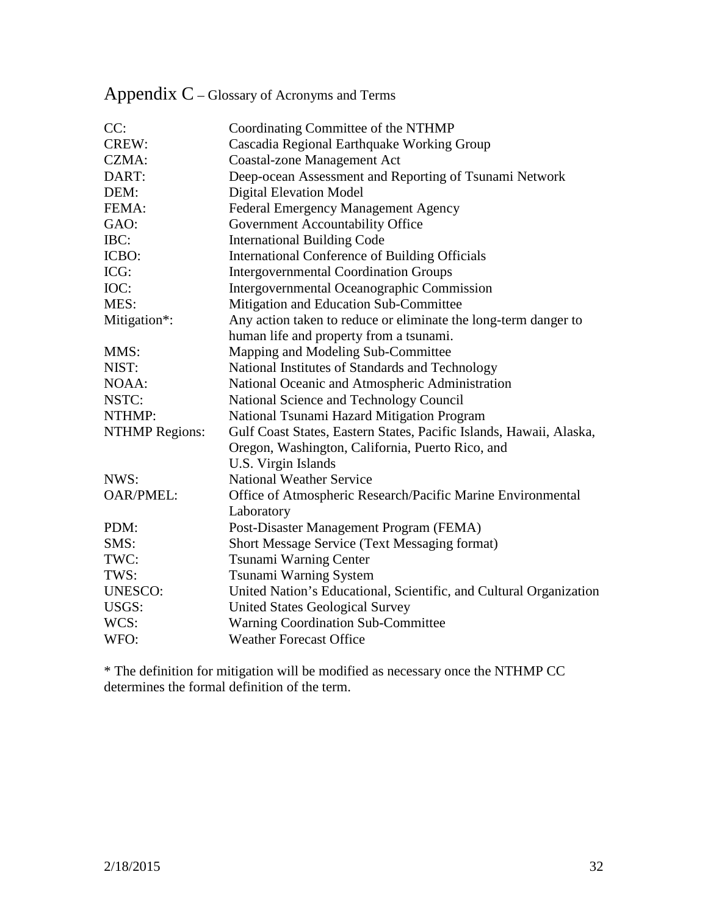# Appendix C – Glossary of Acronyms and Terms

| | |
|---|---|
| CC: | Coordinating Committee of the NTHMP |
| CREW: | Cascadia Regional Earthquake Working Group |
| CZMA: | Coastal-zone Management Act |
| DART: | Deep-ocean Assessment and Reporting of Tsunami Network |
| DEM: | Digital Elevation Model |
| FEMA: | Federal Emergency Management Agency |
| GAO: | Government Accountability Office |
| IBC: | International Building Code |
| ICBO: | International Conference of Building Officials |
| ICG: | Intergovernmental Coordination Groups |
| IOC: | Intergovernmental Oceanographic Commission |
| MES: | Mitigation and Education Sub-Committee |
| Mitigation*: | Any action taken to reduce or eliminate the long-term danger to human life and property from a tsunami. |
| MMS: | Mapping and Modeling Sub-Committee |
| NIST: | National Institutes of Standards and Technology |
| NOAA: | National Oceanic and Atmospheric Administration |
| NSTC: | National Science and Technology Council |
| NTHMP: | National Tsunami Hazard Mitigation Program |
| NTHMP Regions: | Gulf Coast States, Eastern States, Pacific Islands, Hawaii, Alaska, Oregon, Washington, California, Puerto Rico, and U.S. Virgin Islands |
| NWS: | National Weather Service |
| OAR/PMEL: | Office of Atmospheric Research/Pacific Marine Environmental Laboratory |
| PDM: | Post-Disaster Management Program (FEMA) |
| SMS: | Short Message Service (Text Messaging format) |
| TWC: | Tsunami Warning Center |
| TWS: | Tsunami Warning System |
| UNESCO: | United Nation's Educational, Scientific, and Cultural Organization |
| USGS: | United States Geological Survey |
| WCS: | Warning Coordination Sub-Committee |
| WFO: | Weather Forecast Office |

* The definition for mitigation will be modified as necessary once the NTHMP CC determines the formal definition of the term.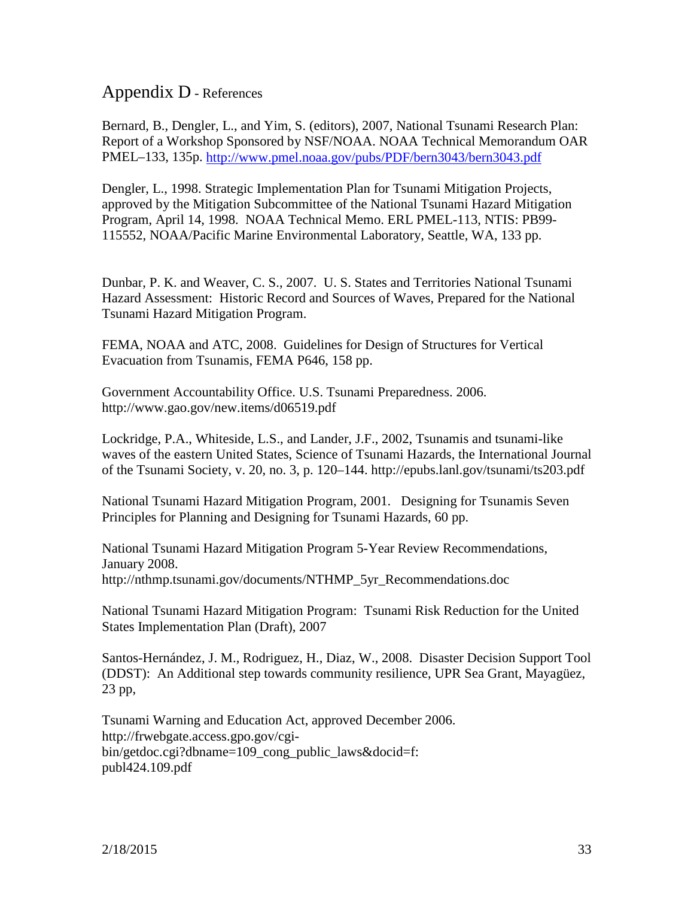# Appendix D - References

Bernard, B., Dengler, L., and Yim, S. (editors), 2007, National Tsunami Research Plan: Report of a Workshop Sponsored by NSF/NOAA. NOAA Technical Memorandum OAR PMEL–133, 135p. http://www.pmel.noaa.gov/pubs/PDF/bern3043/bern3043.pdf

Dengler, L., 1998. Strategic Implementation Plan for Tsunami Mitigation Projects, approved by the Mitigation Subcommittee of the National Tsunami Hazard Mitigation Program, April 14, 1998. NOAA Technical Memo. ERL PMEL-113, NTIS: PB99-115552, NOAA/Pacific Marine Environmental Laboratory, Seattle, WA, 133 pp.

Dunbar, P. K. and Weaver, C. S., 2007. U. S. States and Territories National Tsunami Hazard Assessment: Historic Record and Sources of Waves, Prepared for the National Tsunami Hazard Mitigation Program.

FEMA, NOAA and ATC, 2008. Guidelines for Design of Structures for Vertical Evacuation from Tsunamis, FEMA P646, 158 pp.

Government Accountability Office. U.S. Tsunami Preparedness. 2006. http://www.gao.gov/new.items/d06519.pdf

Lockridge, P.A., Whiteside, L.S., and Lander, J.F., 2002, Tsunamis and tsunami-like waves of the eastern United States, Science of Tsunami Hazards, the International Journal of the Tsunami Society, v. 20, no. 3, p. 120–144. http://epubs.lanl.gov/tsunami/ts203.pdf

National Tsunami Hazard Mitigation Program, 2001. Designing for Tsunamis Seven Principles for Planning and Designing for Tsunami Hazards, 60 pp.

National Tsunami Hazard Mitigation Program 5-Year Review Recommendations, January 2008. http://nthmp.tsunami.gov/documents/NTHMP_5yr_Recommendations.doc

National Tsunami Hazard Mitigation Program: Tsunami Risk Reduction for the United States Implementation Plan (Draft), 2007

Santos-Hernández, J. M., Rodriguez, H., Diaz, W., 2008. Disaster Decision Support Tool (DDST): An Additional step towards community resilience, UPR Sea Grant, Mayagüez, 23 pp,

Tsunami Warning and Education Act, approved December 2006. http://frwebgate.access.gpo.gov/cgi-bin/getdoc.cgi?dbname=109_cong_public_laws&docid=f:publ424.109.pdf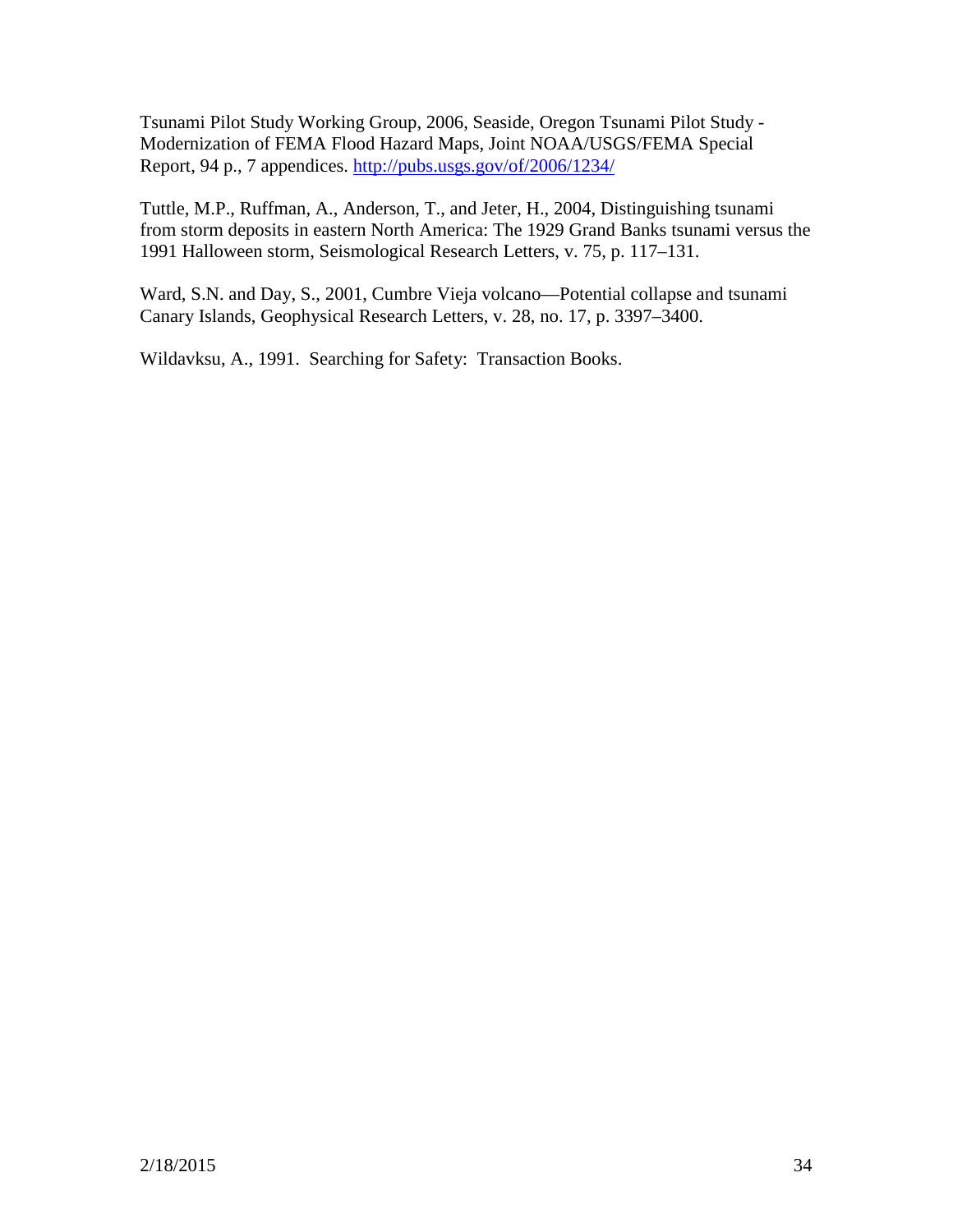Tsunami Pilot Study Working Group, 2006, Seaside, Oregon Tsunami Pilot Study - Modernization of FEMA Flood Hazard Maps, Joint NOAA/USGS/FEMA Special Report, 94 p., 7 appendices. http://pubs.usgs.gov/of/2006/1234/

Tuttle, M.P., Ruffman, A., Anderson, T., and Jeter, H., 2004, Distinguishing tsunami from storm deposits in eastern North America: The 1929 Grand Banks tsunami versus the 1991 Halloween storm, Seismological Research Letters, v. 75, p. 117–131.

Ward, S.N. and Day, S., 2001, Cumbre Vieja volcano—Potential collapse and tsunami Canary Islands, Geophysical Research Letters, v. 28, no. 17, p. 3397–3400.

Wildavksu, A., 1991. Searching for Safety: Transaction Books.